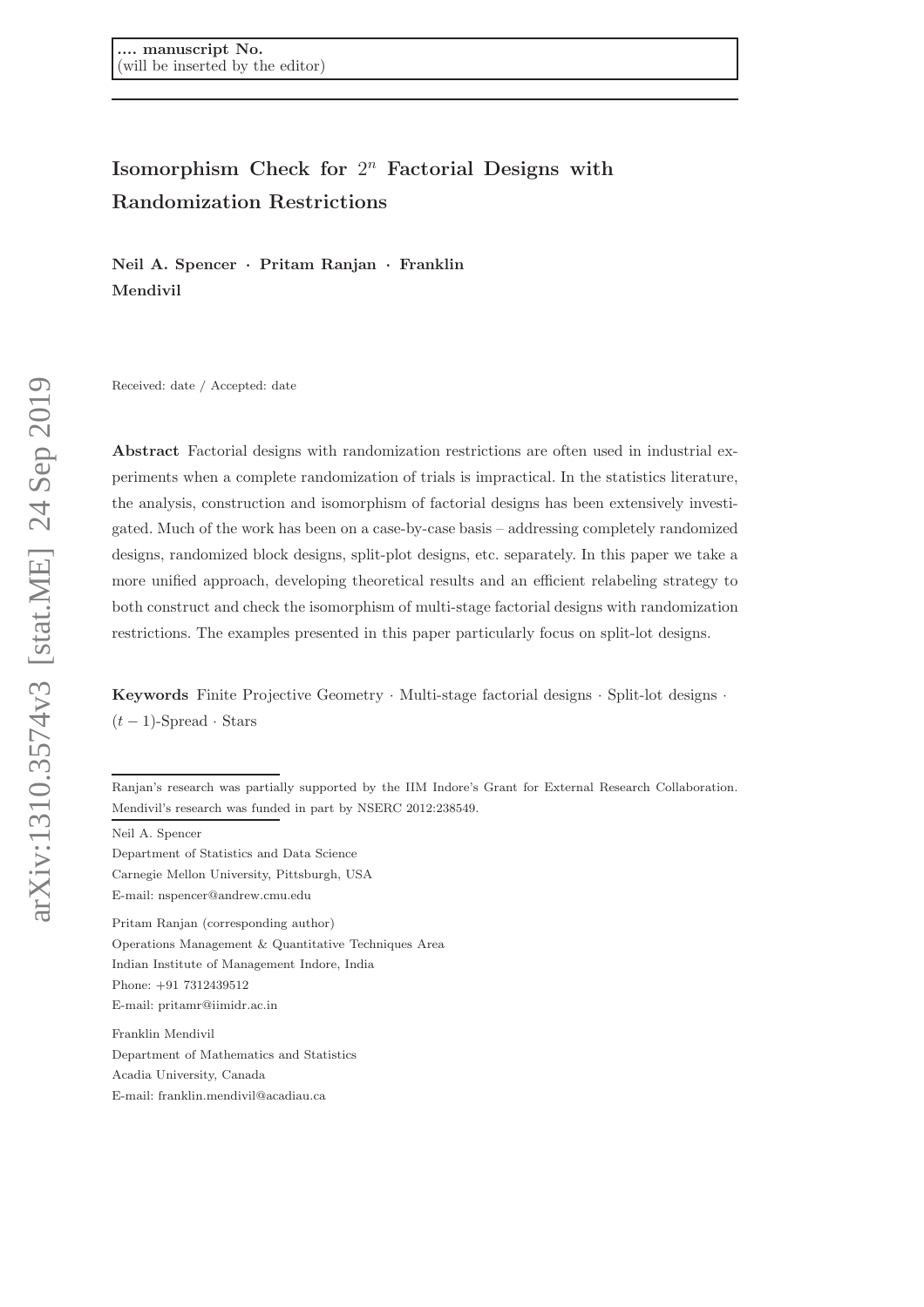.... manuscript No.
(will be inserted by the editor)

# Isomorphism Check for $2^n$ Factorial Designs with Randomization Restrictions

**Neil A. Spencer · Pritam Ranjan · Franklin Mendivil**

Received: date / Accepted: date

**Abstract** Factorial designs with randomization restrictions are often used in industrial experiments when a complete randomization of trials is impractical. In the statistics literature, the analysis, construction and isomorphism of factorial designs has been extensively investigated. Much of the work has been on a case-by-case basis – addressing completely randomized designs, randomized block designs, split-plot designs, etc. separately. In this paper we take a more unified approach, developing theoretical results and an efficient relabeling strategy to both construct and check the isomorphism of multi-stage factorial designs with randomization restrictions. The examples presented in this paper particularly focus on split-lot designs.

**Keywords** Finite Projective Geometry · Multi-stage factorial designs · Split-lot designs · $(t-1)$-Spread · Stars

---

Ranjan's research was partially supported by the IIM Indore's Grant for External Research Collaboration. Mendivil's research was funded in part by NSERC 2012:238549.

Neil A. Spencer
Department of Statistics and Data Science
Carnegie Mellon University, Pittsburgh, USA
E-mail: nspencer@andrew.cmu.edu

Pritam Ranjan (corresponding author)
Operations Management & Quantitative Techniques Area
Indian Institute of Management Indore, India
Phone: +91 7312439512
E-mail: pritamr@iimidr.ac.in

Franklin Mendivil
Department of Mathematics and Statistics
Acadia University, Canada
E-mail: franklin.mendivil@acadiau.ca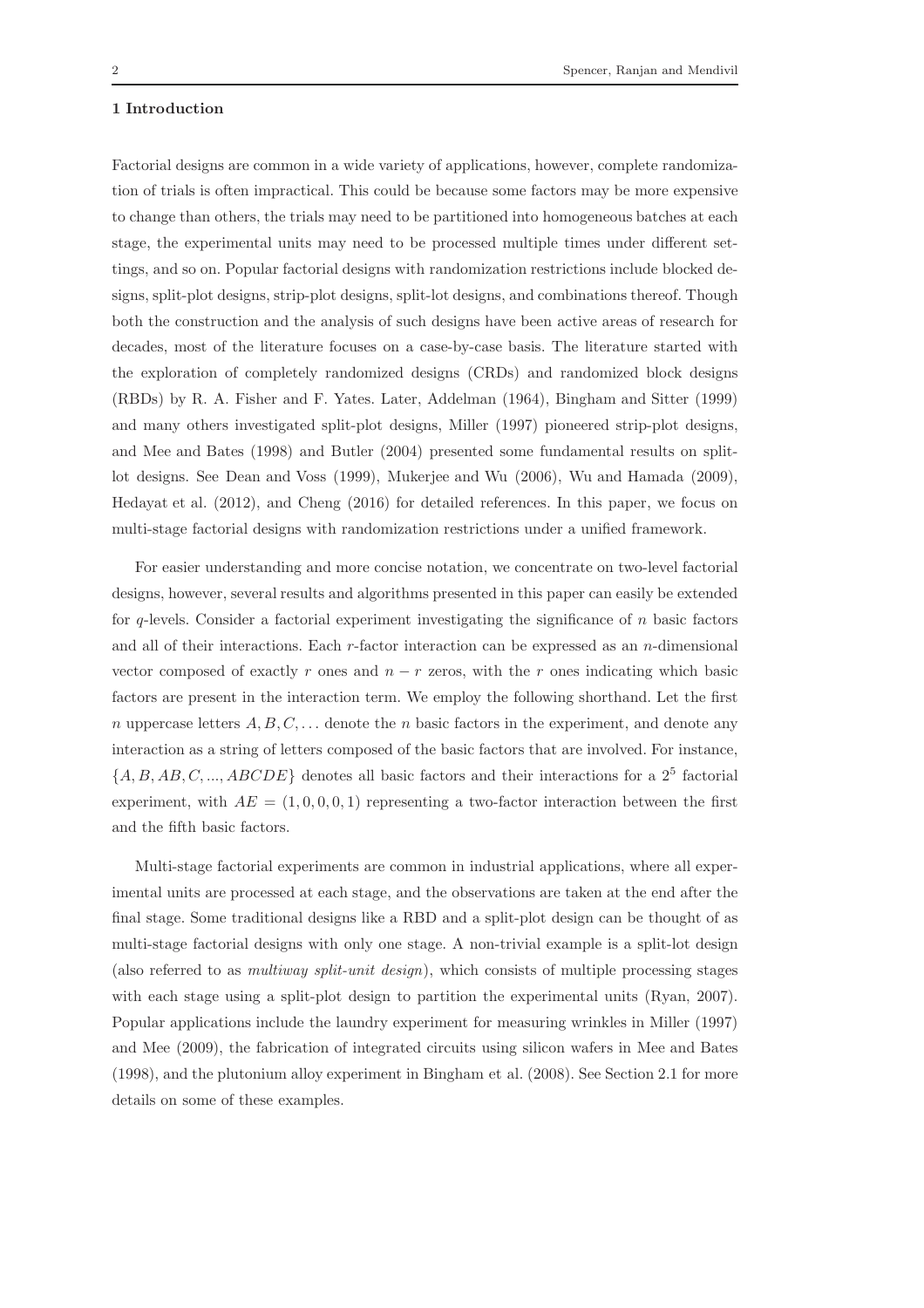## 1 Introduction

Factorial designs are common in a wide variety of applications, however, complete randomization of trials is often impractical. This could be because some factors may be more expensive to change than others, the trials may need to be partitioned into homogeneous batches at each stage, the experimental units may need to be processed multiple times under different settings, and so on. Popular factorial designs with randomization restrictions include blocked designs, split-plot designs, strip-plot designs, split-lot designs, and combinations thereof. Though both the construction and the analysis of such designs have been active areas of research for decades, most of the literature focuses on a case-by-case basis. The literature started with the exploration of completely randomized designs (CRDs) and randomized block designs (RBDs) by R. A. Fisher and F. Yates. Later, Addelman (1964), Bingham and Sitter (1999) and many others investigated split-plot designs, Miller (1997) pioneered strip-plot designs, and Mee and Bates (1998) and Butler (2004) presented some fundamental results on split-lot designs. See Dean and Voss (1999), Mukerjee and Wu (2006), Wu and Hamada (2009), Hedayat et al. (2012), and Cheng (2016) for detailed references. In this paper, we focus on multi-stage factorial designs with randomization restrictions under a unified framework.

For easier understanding and more concise notation, we concentrate on two-level factorial designs, however, several results and algorithms presented in this paper can easily be extended for $q$-levels. Consider a factorial experiment investigating the significance of $n$ basic factors and all of their interactions. Each $r$-factor interaction can be expressed as an $n$-dimensional vector composed of exactly $r$ ones and $n - r$ zeros, with the $r$ ones indicating which basic factors are present in the interaction term. We employ the following shorthand. Let the first $n$ uppercase letters $A, B, C, \dots$ denote the $n$ basic factors in the experiment, and denote any interaction as a string of letters composed of the basic factors that are involved. For instance, $\{A, B, AB, C, ..., ABCDE\}$ denotes all basic factors and their interactions for a $2^5$ factorial experiment, with $AE = (1, 0, 0, 0, 1)$ representing a two-factor interaction between the first and the fifth basic factors.

Multi-stage factorial experiments are common in industrial applications, where all experimental units are processed at each stage, and the observations are taken at the end after the final stage. Some traditional designs like a RBD and a split-plot design can be thought of as multi-stage factorial designs with only one stage. A non-trivial example is a split-lot design (also referred to as *multiway split-unit design*), which consists of multiple processing stages with each stage using a split-plot design to partition the experimental units (Ryan, 2007). Popular applications include the laundry experiment for measuring wrinkles in Miller (1997) and Mee (2009), the fabrication of integrated circuits using silicon wafers in Mee and Bates (1998), and the plutonium alloy experiment in Bingham et al. (2008). See Section 2.1 for more details on some of these examples.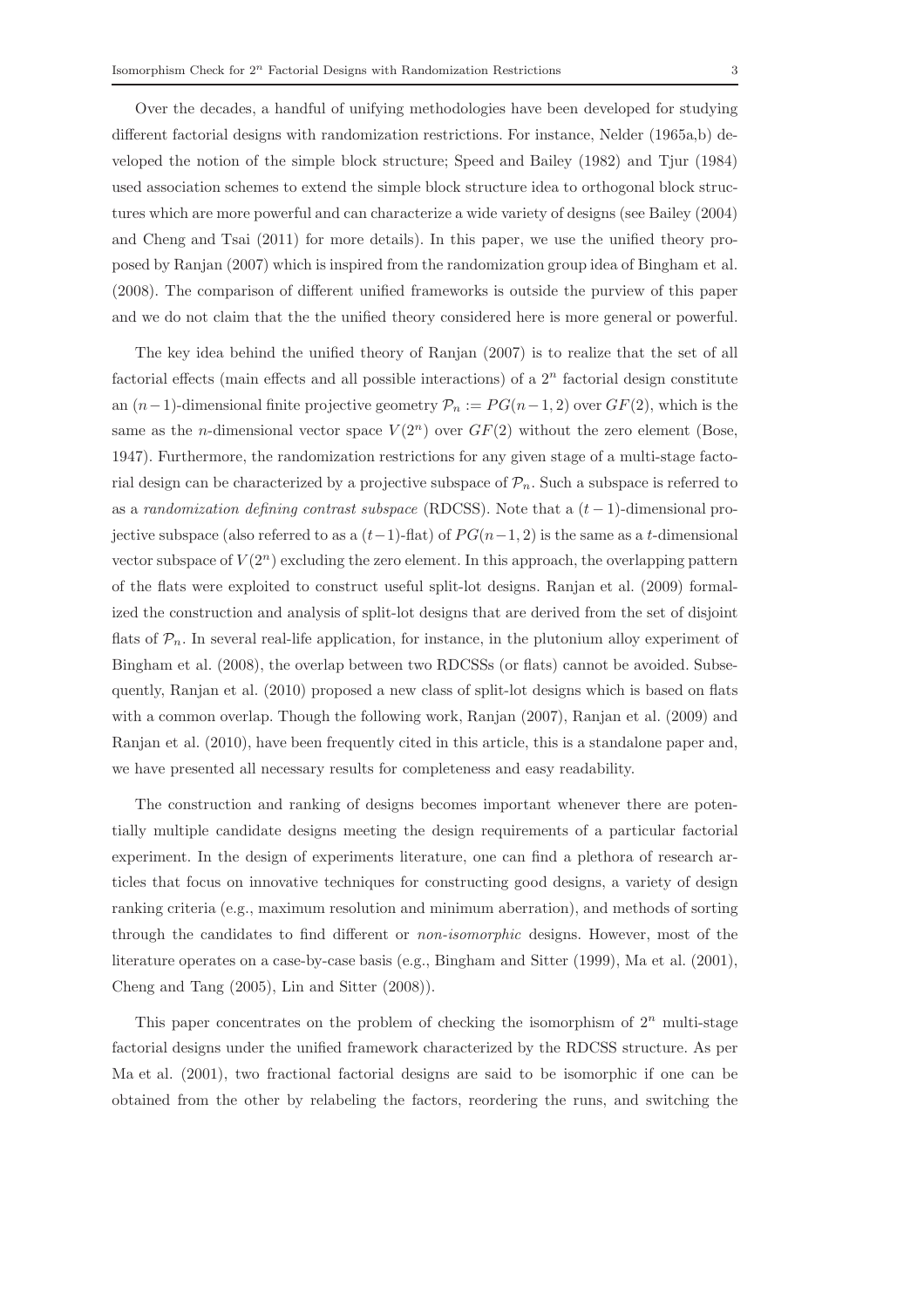Over the decades, a handful of unifying methodologies have been developed for studying different factorial designs with randomization restrictions. For instance, Nelder (1965a,b) developed the notion of the simple block structure; Speed and Bailey (1982) and Tjur (1984) used association schemes to extend the simple block structure idea to orthogonal block structures which are more powerful and can characterize a wide variety of designs (see Bailey (2004) and Cheng and Tsai (2011) for more details). In this paper, we use the unified theory proposed by Ranjan (2007) which is inspired from the randomization group idea of Bingham et al. (2008). The comparison of different unified frameworks is outside the purview of this paper and we do not claim that the the unified theory considered here is more general or powerful.

The key idea behind the unified theory of Ranjan (2007) is to realize that the set of all factorial effects (main effects and all possible interactions) of a $2^n$ factorial design constitute an $(n-1)$-dimensional finite projective geometry $\mathcal{P}_n := PG(n-1, 2)$ over $GF(2)$, which is the same as the $n$-dimensional vector space $V(2^n)$ over $GF(2)$ without the zero element (Bose, 1947). Furthermore, the randomization restrictions for any given stage of a multi-stage factorial design can be characterized by a projective subspace of $\mathcal{P}_n$. Such a subspace is referred to as a *randomization defining contrast subspace* (RDCSS). Note that a $(t-1)$-dimensional projective subspace (also referred to as a $(t-1)$-flat) of $PG(n-1, 2)$ is the same as a $t$-dimensional vector subspace of $V(2^n)$ excluding the zero element. In this approach, the overlapping pattern of the flats were exploited to construct useful split-lot designs. Ranjan et al. (2009) formalized the construction and analysis of split-lot designs that are derived from the set of disjoint flats of $\mathcal{P}_n$. In several real-life application, for instance, in the plutonium alloy experiment of Bingham et al. (2008), the overlap between two RDCSSs (or flats) cannot be avoided. Subsequently, Ranjan et al. (2010) proposed a new class of split-lot designs which is based on flats with a common overlap. Though the following work, Ranjan (2007), Ranjan et al. (2009) and Ranjan et al. (2010), have been frequently cited in this article, this is a standalone paper and, we have presented all necessary results for completeness and easy readability.

The construction and ranking of designs becomes important whenever there are potentially multiple candidate designs meeting the design requirements of a particular factorial experiment. In the design of experiments literature, one can find a plethora of research articles that focus on innovative techniques for constructing good designs, a variety of design ranking criteria (e.g., maximum resolution and minimum aberration), and methods of sorting through the candidates to find different or *non-isomorphic* designs. However, most of the literature operates on a case-by-case basis (e.g., Bingham and Sitter (1999), Ma et al. (2001), Cheng and Tang (2005), Lin and Sitter (2008)).

This paper concentrates on the problem of checking the isomorphism of $2^n$ multi-stage factorial designs under the unified framework characterized by the RDCSS structure. As per Ma et al. (2001), two fractional factorial designs are said to be isomorphic if one can be obtained from the other by relabeling the factors, reordering the runs, and switching the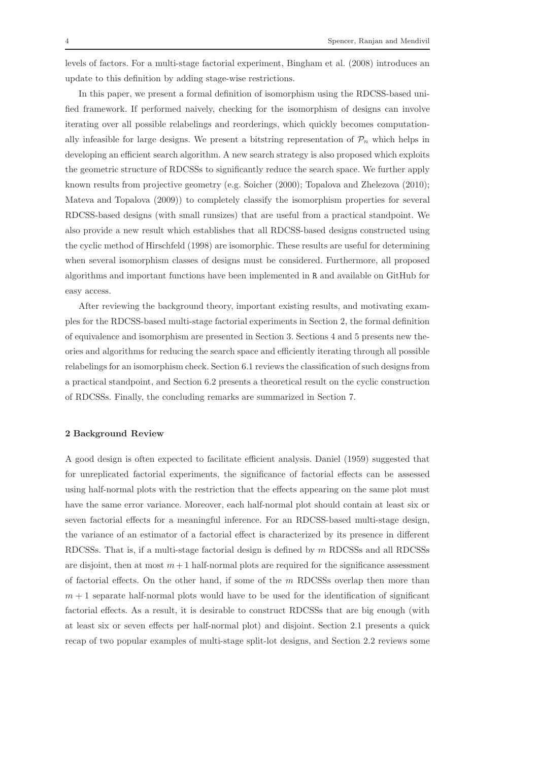levels of factors. For a multi-stage factorial experiment, Bingham et al. (2008) introduces an update to this definition by adding stage-wise restrictions.

In this paper, we present a formal definition of isomorphism using the RDCSS-based unified framework. If performed naively, checking for the isomorphism of designs can involve iterating over all possible relabelings and reorderings, which quickly becomes computationally infeasible for large designs. We present a bitstring representation of $\mathcal{P}_n$ which helps in developing an efficient search algorithm. A new search strategy is also proposed which exploits the geometric structure of RDCSSs to significantly reduce the search space. We further apply known results from projective geometry (e.g. Soicher (2000); Topalova and Zhelezova (2010); Mateva and Topalova (2009)) to completely classify the isomorphism properties for several RDCSS-based designs (with small runsizes) that are useful from a practical standpoint. We also provide a new result which establishes that all RDCSS-based designs constructed using the cyclic method of Hirschfeld (1998) are isomorphic. These results are useful for determining when several isomorphism classes of designs must be considered. Furthermore, all proposed algorithms and important functions have been implemented in R and available on GitHub for easy access.

After reviewing the background theory, important existing results, and motivating examples for the RDCSS-based multi-stage factorial experiments in Section 2, the formal definition of equivalence and isomorphism are presented in Section 3. Sections 4 and 5 presents new theories and algorithms for reducing the search space and efficiently iterating through all possible relabelings for an isomorphism check. Section 6.1 reviews the classification of such designs from a practical standpoint, and Section 6.2 presents a theoretical result on the cyclic construction of RDCSSs. Finally, the concluding remarks are summarized in Section 7.

## 2 Background Review

A good design is often expected to facilitate efficient analysis. Daniel (1959) suggested that for unreplicated factorial experiments, the significance of factorial effects can be assessed using half-normal plots with the restriction that the effects appearing on the same plot must have the same error variance. Moreover, each half-normal plot should contain at least six or seven factorial effects for a meaningful inference. For an RDCSS-based multi-stage design, the variance of an estimator of a factorial effect is characterized by its presence in different RDCSSs. That is, if a multi-stage factorial design is defined by $m$ RDCSSs and all RDCSSs are disjoint, then at most $m+1$ half-normal plots are required for the significance assessment of factorial effects. On the other hand, if some of the $m$ RDCSSs overlap then more than $m+1$ separate half-normal plots would have to be used for the identification of significant factorial effects. As a result, it is desirable to construct RDCSSs that are big enough (with at least six or seven effects per half-normal plot) and disjoint. Section 2.1 presents a quick recap of two popular examples of multi-stage split-lot designs, and Section 2.2 reviews some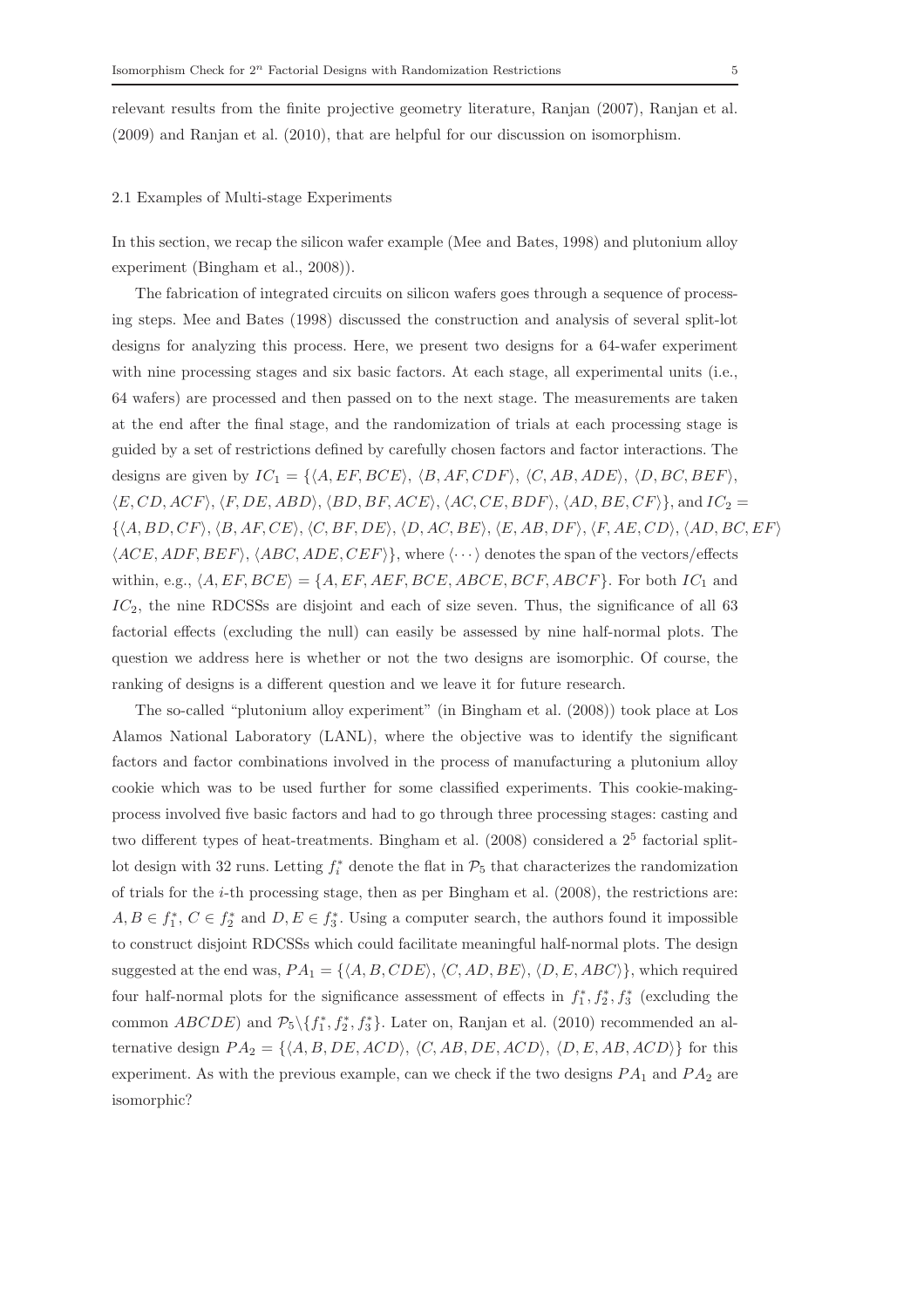relevant results from the finite projective geometry literature, Ranjan (2007), Ranjan et al. (2009) and Ranjan et al. (2010), that are helpful for our discussion on isomorphism.

### 2.1 Examples of Multi-stage Experiments

In this section, we recap the silicon wafer example (Mee and Bates, 1998) and plutonium alloy experiment (Bingham et al., 2008)).

The fabrication of integrated circuits on silicon wafers goes through a sequence of processing steps. Mee and Bates (1998) discussed the construction and analysis of several split-lot designs for analyzing this process. Here, we present two designs for a 64-wafer experiment with nine processing stages and six basic factors. At each stage, all experimental units (i.e., 64 wafers) are processed and then passed on to the next stage. The measurements are taken at the end after the final stage, and the randomization of trials at each processing stage is guided by a set of restrictions defined by carefully chosen factors and factor interactions. The designs are given by $IC_1 = \{\langle A, EF, BCE\rangle, \langle B, AF, CDF\rangle, \langle C, AB, ADE\rangle, \langle D, BC, BEF\rangle, \langle E, CD, ACF\rangle, \langle F, DE, ABD\rangle, \langle BD, BF, ACE\rangle, \langle AC, CE, BDF\rangle, \langle AD, BE, CF\rangle\}$, and $IC_2 = \{\langle A, BD, CF\rangle, \langle B, AF, CE\rangle, \langle C, BF, DE\rangle, \langle D, AC, BE\rangle, \langle E, AB, DF\rangle, \langle F, AE, CD\rangle, \langle AD, BC, EF\rangle \langle ACE, ADF, BEF\rangle, \langle ABC, ADE, CEF\rangle\}$, where $\langle \cdots \rangle$ denotes the span of the vectors/effects within, e.g., $\langle A, EF, BCE\rangle = \{A, EF, AEF, BCE, ABCE, BCF, ABCF\}$. For both $IC_1$ and $IC_2$, the nine RDCSSs are disjoint and each of size seven. Thus, the significance of all 63 factorial effects (excluding the null) can easily be assessed by nine half-normal plots. The question we address here is whether or not the two designs are isomorphic. Of course, the ranking of designs is a different question and we leave it for future research.

The so-called "plutonium alloy experiment" (in Bingham et al. (2008)) took place at Los Alamos National Laboratory (LANL), where the objective was to identify the significant factors and factor combinations involved in the process of manufacturing a plutonium alloy cookie which was to be used further for some classified experiments. This cookie-making-process involved five basic factors and had to go through three processing stages: casting and two different types of heat-treatments. Bingham et al. (2008) considered a $2^5$ factorial split-lot design with 32 runs. Letting $f_i^*$ denote the flat in $\mathcal{P}_5$ that characterizes the randomization of trials for the $i$-th processing stage, then as per Bingham et al. (2008), the restrictions are: $A, B \in f_1^*$, $C \in f_2^*$ and $D, E \in f_3^*$. Using a computer search, the authors found it impossible to construct disjoint RDCSSs which could facilitate meaningful half-normal plots. The design suggested at the end was, $PA_1 = \{\langle A, B, CDE\rangle, \langle C, AD, BE\rangle, \langle D, E, ABC\rangle\}$, which required four half-normal plots for the significance assessment of effects in $f_1^*, f_2^*, f_3^*$ (excluding the common $ABCDE$) and $\mathcal{P}_5 \backslash \{f_1^*, f_2^*, f_3^*\}$. Later on, Ranjan et al. (2010) recommended an alternative design $PA_2 = \{\langle A, B, DE, ACD\rangle, \langle C, AB, DE, ACD\rangle, \langle D, E, AB, ACD\rangle\}$ for this experiment. As with the previous example, can we check if the two designs $PA_1$ and $PA_2$ are isomorphic?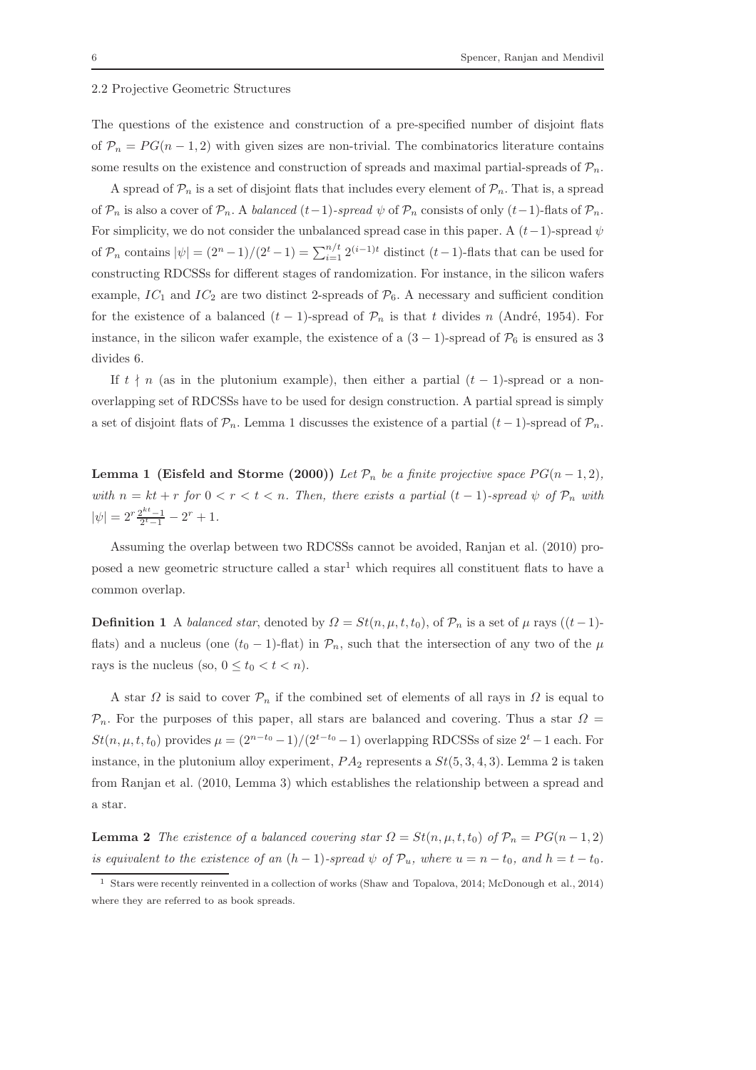### 2.2 Projective Geometric Structures

The questions of the existence and construction of a pre-specified number of disjoint flats of $\mathcal{P}_n = PG(n-1, 2)$ with given sizes are non-trivial. The combinatorics literature contains some results on the existence and construction of spreads and maximal partial-spreads of $\mathcal{P}_n$.

A spread of $\mathcal{P}_n$ is a set of disjoint flats that includes every element of $\mathcal{P}_n$. That is, a spread of $\mathcal{P}_n$ is also a cover of $\mathcal{P}_n$. A *balanced* $(t-1)$*-spread* $\psi$ of $\mathcal{P}_n$ consists of only $(t-1)$-flats of $\mathcal{P}_n$. For simplicity, we do not consider the unbalanced spread case in this paper. A $(t-1)$-spread $\psi$ of $\mathcal{P}_n$ contains $|\psi| = (2^n - 1)/(2^t - 1) = \sum_{i=1}^{n/t} 2^{(i-1)t}$ distinct $(t-1)$-flats that can be used for constructing RDCSSs for different stages of randomization. For instance, in the silicon wafers example, $IC_1$ and $IC_2$ are two distinct 2-spreads of $\mathcal{P}_6$. A necessary and sufficient condition for the existence of a balanced $(t-1)$-spread of $\mathcal{P}_n$ is that $t$ divides $n$ (André, 1954). For instance, in the silicon wafer example, the existence of a $(3-1)$-spread of $\mathcal{P}_6$ is ensured as 3 divides 6.

If $t \nmid n$ (as in the plutonium example), then either a partial $(t-1)$-spread or a non-overlapping set of RDCSSs have to be used for design construction. A partial spread is simply a set of disjoint flats of $\mathcal{P}_n$. Lemma 1 discusses the existence of a partial $(t-1)$-spread of $\mathcal{P}_n$.

**Lemma 1 (Eisfeld and Storme (2000))** *Let $\mathcal{P}_n$ be a finite projective space $PG(n-1, 2)$, with $n = kt + r$ for $0 < r < t < n$. Then, there exists a partial $(t-1)$-spread $\psi$ of $\mathcal{P}_n$ with $|\psi| = 2^r \frac{2^{kt}-1}{2^t-1} - 2^r + 1$.*

Assuming the overlap between two RDCSSs cannot be avoided, Ranjan et al. (2010) proposed a new geometric structure called a star[1] which requires all constituent flats to have a common overlap.

**Definition 1** A *balanced star*, denoted by $\Omega = St(n, \mu, t, t_0)$, of $\mathcal{P}_n$ is a set of $\mu$ rays ($(t-1)$-flats) and a nucleus (one $(t_0-1)$-flat) in $\mathcal{P}_n$, such that the intersection of any two of the $\mu$ rays is the nucleus (so, $0 \leq t_0 < t < n$).

A star $\Omega$ is said to cover $\mathcal{P}_n$ if the combined set of elements of all rays in $\Omega$ is equal to $\mathcal{P}_n$. For the purposes of this paper, all stars are balanced and covering. Thus a star $\Omega = St(n, \mu, t, t_0)$ provides $\mu = (2^{n-t_0} - 1)/(2^{t-t_0} - 1)$ overlapping RDCSSs of size $2^t - 1$ each. For instance, in the plutonium alloy experiment, $PA_2$ represents a $St(5, 3, 4, 3)$. Lemma 2 is taken from Ranjan et al. (2010, Lemma 3) which establishes the relationship between a spread and a star.

**Lemma 2** *The existence of a balanced covering star $\Omega = St(n, \mu, t, t_0)$ of $\mathcal{P}_n = PG(n-1, 2)$ is equivalent to the existence of an $(h-1)$-spread $\psi$ of $\mathcal{P}_u$, where $u = n - t_0$, and $h = t - t_0$.*

[1] Stars were recently reinvented in a collection of works (Shaw and Topalova, 2014; McDonough et al., 2014) where they are referred to as book spreads.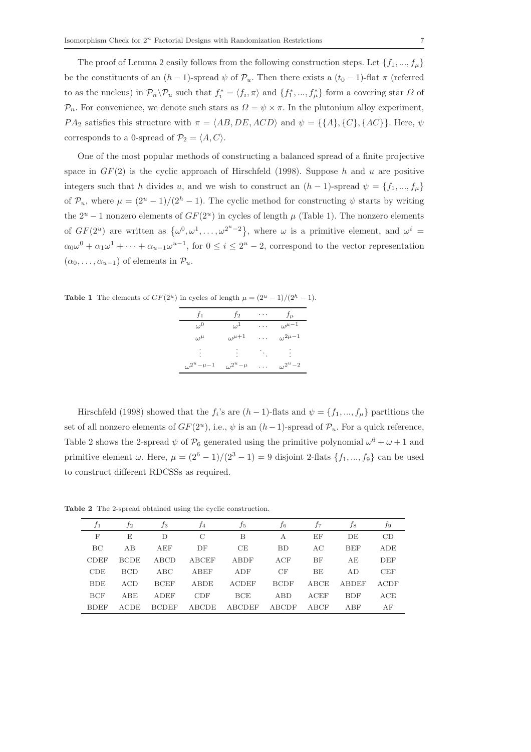The proof of Lemma 2 easily follows from the following construction steps. Let $\{f_1, ..., f_\mu\}$ be the constituents of an $(h-1)$-spread $\psi$ of $\mathcal{P}_u$. Then there exists a $(t_0 - 1)$-flat $\pi$ (referred to as the nucleus) in $\mathcal{P}_n \backslash \mathcal{P}_u$ such that $f_i^* = \langle f_i, \pi \rangle$ and $\{f_1^*, ..., f_\mu^*\}$ form a covering star $\Omega$ of $\mathcal{P}_n$. For convenience, we denote such stars as $\Omega = \psi \times \pi$. In the plutonium alloy experiment, $PA_2$ satisfies this structure with $\pi = \langle AB, DE, ACD \rangle$ and $\psi = \{\{A\}, \{C\}, \{AC\}\}$. Here, $\psi$ corresponds to a 0-spread of $\mathcal{P}_2 = \langle A, C \rangle$.

One of the most popular methods of constructing a balanced spread of a finite projective space in $GF(2)$ is the cyclic approach of Hirschfeld (1998). Suppose $h$ and $u$ are positive integers such that $h$ divides $u$, and we wish to construct an $(h-1)$-spread $\psi = \{f_1, ..., f_\mu\}$ of $\mathcal{P}_u$, where $\mu = (2^u - 1)/(2^h - 1)$. The cyclic method for constructing $\psi$ starts by writing the $2^u - 1$ nonzero elements of $GF(2^u)$ in cycles of length $\mu$ (Table 1). The nonzero elements of $GF(2^u)$ are written as $\{\omega^0, \omega^1, \ldots, \omega^{2^u-2}\}$, where $\omega$ is a primitive element, and $\omega^i = \alpha_0\omega^0 + \alpha_1\omega^1 + \cdots + \alpha_{u-1}\omega^{u-1}$, for $0 \le i \le 2^u - 2$, correspond to the vector representation $(\alpha_0, \ldots, \alpha_{u-1})$ of elements in $\mathcal{P}_u$.

**Table 1** The elements of $GF(2^u)$ in cycles of length $\mu = (2^u - 1)/(2^h - 1)$.

| $f_1$ | $f_2$ | $\cdots$ | $f_\mu$ |
|---|---|---|---|
| $\omega^0$ | $\omega^1$ | $\cdots$ | $\omega^{\mu-1}$ |
| $\omega^\mu$ | $\omega^{\mu+1}$ | $\cdots$ | $\omega^{2\mu-1}$ |
| $\vdots$ | $\vdots$ | $\ddots$ | $\vdots$ |
| $\omega^{2^u-\mu-1}$ | $\omega^{2^u-\mu}$ | $\cdots$ | $\omega^{2^u-2}$ |

Hirschfeld (1998) showed that the $f_i$'s are $(h-1)$-flats and $\psi = \{f_1, ..., f_\mu\}$ partitions the set of all nonzero elements of $GF(2^u)$, i.e., $\psi$ is an $(h-1)$-spread of $\mathcal{P}_u$. For a quick reference, Table 2 shows the 2-spread $\psi$ of $\mathcal{P}_6$ generated using the primitive polynomial $\omega^6 + \omega + 1$ and primitive element $\omega$. Here, $\mu = (2^6 - 1)/(2^3 - 1) = 9$ disjoint 2-flats $\{f_1, ..., f_9\}$ can be used to construct different RDCSSs as required.

**Table 2** The 2-spread obtained using the cyclic construction.

| $f_1$ | $f_2$ | $f_3$ | $f_4$ | $f_5$ | $f_6$ | $f_7$ | $f_8$ | $f_9$ |
|---|---|---|---|---|---|---|---|---|
| F | E | D | C | B | A | EF | DE | CD |
| BC | AB | AEF | DF | CE | BD | AC | BEF | ADE |
| CDEF | BCDE | ABCD | ABCEF | ABDF | ACF | BF | AE | DEF |
| CDE | BCD | ABC | ABEF | ADF | CF | BE | AD | CEF |
| BDE | ACD | BCEF | ABDE | ACDEF | BCDF | ABCE | ABDEF | ACDF |
| BCF | ABE | ADEF | CDF | BCE | ABD | ACEF | BDF | ACE |
| BDEF | ACDE | BCDEF | ABCDE | ABCDEF | ABCDF | ABCF | ABF | AF |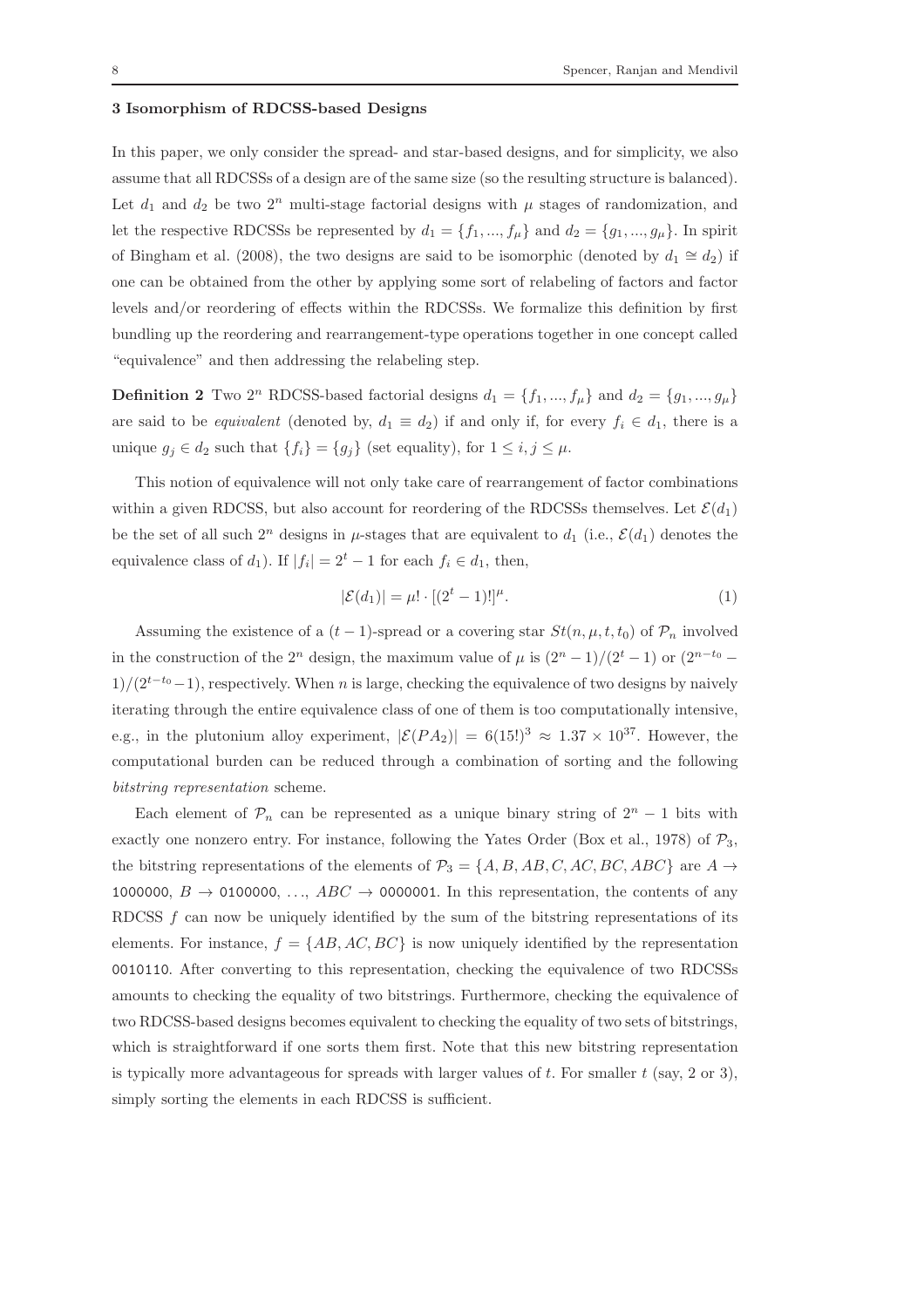### 3 Isomorphism of RDCSS-based Designs

In this paper, we only consider the spread- and star-based designs, and for simplicity, we also assume that all RDCSSs of a design are of the same size (so the resulting structure is balanced). Let $d_1$ and $d_2$ be two $2^n$ multi-stage factorial designs with $\mu$ stages of randomization, and let the respective RDCSSs be represented by $d_1 = \{f_1, ..., f_\mu\}$ and $d_2 = \{g_1, ..., g_\mu\}$. In spirit of Bingham et al. (2008), the two designs are said to be isomorphic (denoted by $d_1 \cong d_2$) if one can be obtained from the other by applying some sort of relabeling of factors and factor levels and/or reordering of effects within the RDCSSs. We formalize this definition by first bundling up the reordering and rearrangement-type operations together in one concept called "equivalence" and then addressing the relabeling step.

**Definition 2** Two $2^n$ RDCSS-based factorial designs $d_1 = \{f_1, ..., f_\mu\}$ and $d_2 = \{g_1, ..., g_\mu\}$ are said to be *equivalent* (denoted by, $d_1 \equiv d_2$) if and only if, for every $f_i \in d_1$, there is a unique $g_j \in d_2$ such that $\{f_i\} = \{g_j\}$ (set equality), for $1 \leq i, j \leq \mu$.

This notion of equivalence will not only take care of rearrangement of factor combinations within a given RDCSS, but also account for reordering of the RDCSSs themselves. Let $\mathcal{E}(d_1)$ be the set of all such $2^n$ designs in $\mu$-stages that are equivalent to $d_1$ (i.e., $\mathcal{E}(d_1)$ denotes the equivalence class of $d_1$). If $|f_i| = 2^t - 1$ for each $f_i \in d_1$, then,

$$|\mathcal{E}(d_1)| = \mu! \cdot [(2^t - 1)!]^\mu. \tag{1}$$

Assuming the existence of a $(t-1)$-spread or a covering star $St(n, \mu, t, t_0)$ of $\mathcal{P}_n$ involved in the construction of the $2^n$ design, the maximum value of $\mu$ is $(2^n - 1)/(2^t - 1)$ or $(2^{n-t_0} - 1)/(2^{t-t_0} - 1)$, respectively. When $n$ is large, checking the equivalence of two designs by naively iterating through the entire equivalence class of one of them is too computationally intensive, e.g., in the plutonium alloy experiment, $|\mathcal{E}(PA_2)| = 6(15!)^3 \approx 1.37 \times 10^{37}$. However, the computational burden can be reduced through a combination of sorting and the following *bitstring representation* scheme.

Each element of $\mathcal{P}_n$ can be represented as a unique binary string of $2^n - 1$ bits with exactly one nonzero entry. For instance, following the Yates Order (Box et al., 1978) of $\mathcal{P}_3$, the bitstring representations of the elements of $\mathcal{P}_3 = \{A, B, AB, C, AC, BC, ABC\}$ are $A \rightarrow$ `1000000`, $B \rightarrow$ `0100000`, ..., $ABC \rightarrow$ `0000001`. In this representation, the contents of any RDCSS $f$ can now be uniquely identified by the sum of the bitstring representations of its elements. For instance, $f = \{AB, AC, BC\}$ is now uniquely identified by the representation `0010110`. After converting to this representation, checking the equivalence of two RDCSSs amounts to checking the equality of two bitstrings. Furthermore, checking the equivalence of two RDCSS-based designs becomes equivalent to checking the equality of two sets of bitstrings, which is straightforward if one sorts them first. Note that this new bitstring representation is typically more advantageous for spreads with larger values of $t$. For smaller $t$ (say, 2 or 3), simply sorting the elements in each RDCSS is sufficient.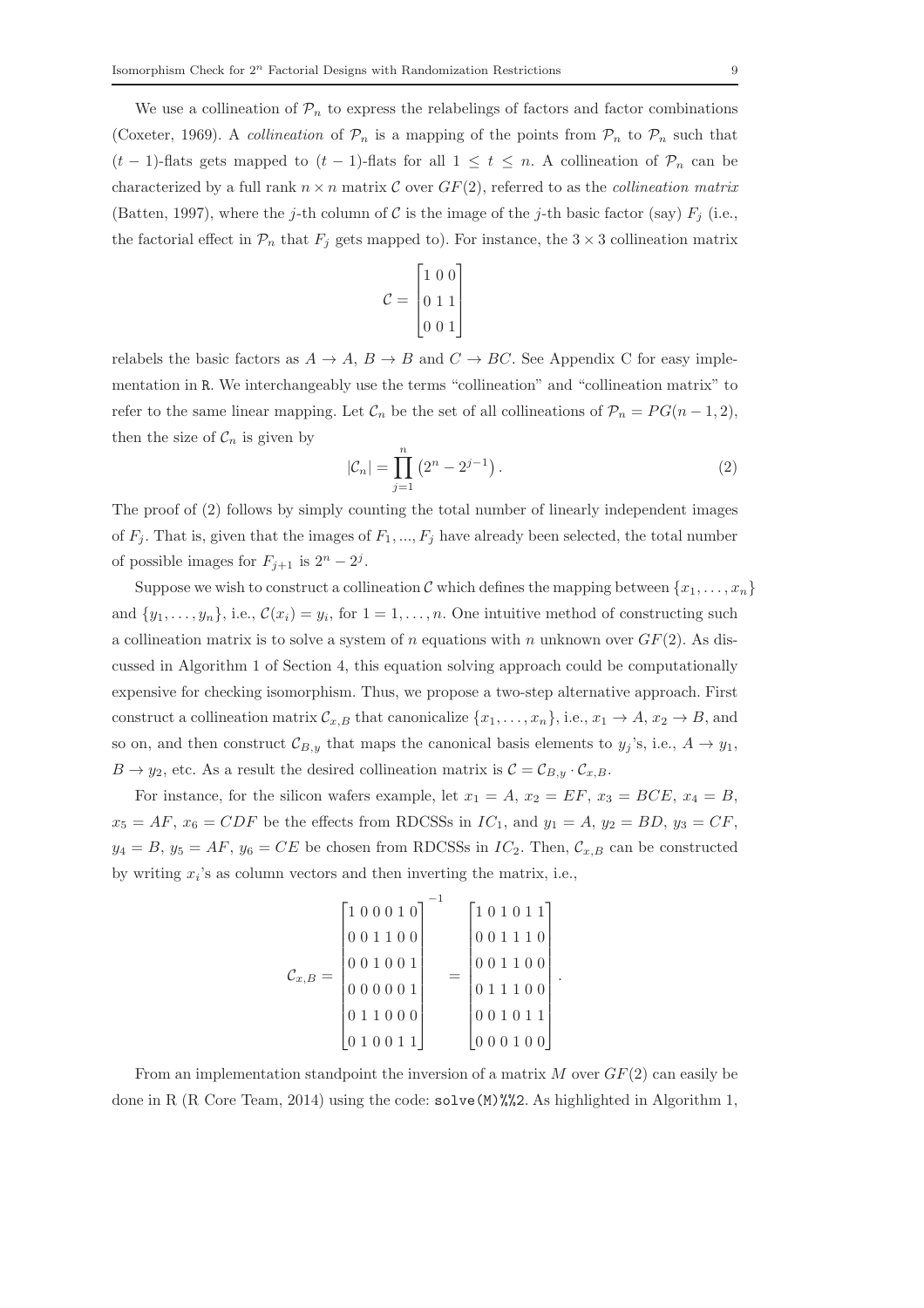We use a collineation of $\mathcal{P}_n$ to express the relabelings of factors and factor combinations (Coxeter, 1969). A *collineation* of $\mathcal{P}_n$ is a mapping of the points from $\mathcal{P}_n$ to $\mathcal{P}_n$ such that $(t-1)$-flats gets mapped to $(t-1)$-flats for all $1 \leq t \leq n$. A collineation of $\mathcal{P}_n$ can be characterized by a full rank $n \times n$ matrix $\mathcal{C}$ over $GF(2)$, referred to as the *collineation matrix* (Batten, 1997), where the $j$-th column of $\mathcal{C}$ is the image of the $j$-th basic factor (say) $F_j$ (i.e., the factorial effect in $\mathcal{P}_n$ that $F_j$ gets mapped to). For instance, the $3 \times 3$ collineation matrix

$$\mathcal{C} = \begin{bmatrix} 1 & 0 & 0 \\ 0 & 1 & 1 \\ 0 & 0 & 1 \end{bmatrix}$$

relabels the basic factors as $A \to A$, $B \to B$ and $C \to BC$. See Appendix C for easy implementation in R. We interchangeably use the terms "collineation" and "collineation matrix" to refer to the same linear mapping. Let $\mathcal{C}_n$ be the set of all collineations of $\mathcal{P}_n = PG(n-1, 2)$, then the size of $\mathcal{C}_n$ is given by

$$|\mathcal{C}_n| = \prod_{j=1}^{n} \left(2^n - 2^{j-1}\right). \tag{2}$$

The proof of (2) follows by simply counting the total number of linearly independent images of $F_j$. That is, given that the images of $F_1, ..., F_j$ have already been selected, the total number of possible images for $F_{j+1}$ is $2^n - 2^j$.

Suppose we wish to construct a collineation $\mathcal{C}$ which defines the mapping between $\{x_1, \ldots, x_n\}$ and $\{y_1, \ldots, y_n\}$, i.e., $\mathcal{C}(x_i) = y_i$, for $1 = 1, \ldots, n$. One intuitive method of constructing such a collineation matrix is to solve a system of $n$ equations with $n$ unknown over $GF(2)$. As discussed in Algorithm 1 of Section 4, this equation solving approach could be computationally expensive for checking isomorphism. Thus, we propose a two-step alternative approach. First construct a collineation matrix $\mathcal{C}_{x,B}$ that canonicalize $\{x_1, \ldots, x_n\}$, i.e., $x_1 \to A$, $x_2 \to B$, and so on, and then construct $\mathcal{C}_{B,y}$ that maps the canonical basis elements to $y_j$'s, i.e., $A \to y_1$, $B \to y_2$, etc. As a result the desired collineation matrix is $\mathcal{C} = \mathcal{C}_{B,y} \cdot \mathcal{C}_{x,B}$.

For instance, for the silicon wafers example, let $x_1 = A$, $x_2 = EF$, $x_3 = BCE$, $x_4 = B$, $x_5 = AF$, $x_6 = CDF$ be the effects from RDCSSs in $IC_1$, and $y_1 = A$, $y_2 = BD$, $y_3 = CF$, $y_4 = B$, $y_5 = AF$, $y_6 = CE$ be chosen from RDCSSs in $IC_2$. Then, $\mathcal{C}_{x,B}$ can be constructed by writing $x_i$'s as column vectors and then inverting the matrix, i.e.,

$$\mathcal{C}_{x,B} = \begin{bmatrix} 1 & 0 & 0 & 0 & 1 & 0 \\ 0 & 0 & 1 & 1 & 0 & 0 \\ 0 & 0 & 1 & 0 & 0 & 1 \\ 0 & 0 & 0 & 0 & 0 & 1 \\ 0 & 1 & 1 & 0 & 0 & 0 \\ 0 & 1 & 0 & 0 & 1 & 1 \end{bmatrix}^{-1} = \begin{bmatrix} 1 & 0 & 1 & 0 & 1 & 1 \\ 0 & 0 & 1 & 1 & 1 & 0 \\ 0 & 0 & 1 & 1 & 0 & 0 \\ 0 & 1 & 1 & 1 & 0 & 0 \\ 0 & 0 & 1 & 0 & 1 & 1 \\ 0 & 0 & 0 & 1 & 0 & 0 \end{bmatrix}.$$

From an implementation standpoint the inversion of a matrix $M$ over $GF(2)$ can easily be done in R (R Core Team, 2014) using the code: `solve(M)%%2`. As highlighted in Algorithm 1,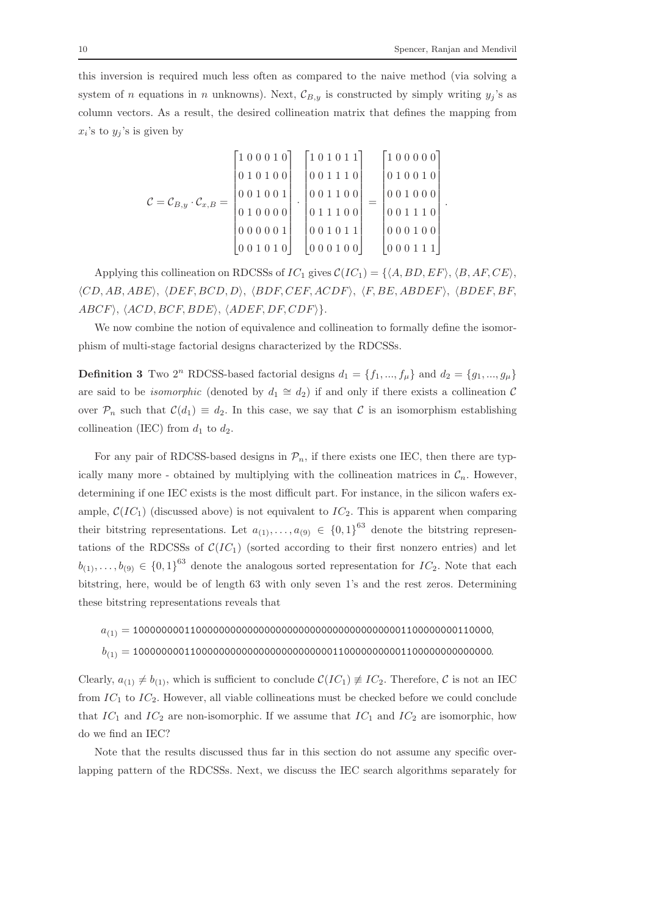this inversion is required much less often as compared to the naive method (via solving a system of $n$ equations in $n$ unknowns). Next, $\mathcal{C}_{B,y}$ is constructed by simply writing $y_j$'s as column vectors. As a result, the desired collineation matrix that defines the mapping from $x_i$'s to $y_j$'s is given by

$$\mathcal{C} = \mathcal{C}_{B,y} \cdot \mathcal{C}_{x,B} = \begin{bmatrix} 1\,0\,0\,0\,1\,0 \\ 0\,1\,0\,1\,0\,0 \\ 0\,0\,1\,0\,0\,1 \\ 0\,1\,0\,0\,0\,0 \\ 0\,0\,0\,0\,0\,1 \\ 0\,0\,1\,0\,1\,0 \end{bmatrix} \cdot \begin{bmatrix} 1\,0\,1\,0\,1\,1 \\ 0\,0\,1\,1\,1\,0 \\ 0\,0\,1\,1\,0\,0 \\ 0\,1\,1\,1\,0\,0 \\ 0\,0\,1\,0\,1\,1 \\ 0\,0\,0\,1\,0\,0 \end{bmatrix} = \begin{bmatrix} 1\,0\,0\,0\,0\,0 \\ 0\,1\,0\,0\,1\,0 \\ 0\,0\,1\,0\,0\,0 \\ 0\,0\,1\,1\,1\,0 \\ 0\,0\,0\,1\,0\,0 \\ 0\,0\,0\,1\,1\,1 \end{bmatrix}.$$

Applying this collineation on RDCSSs of $IC_1$ gives $\mathcal{C}(IC_1) = \{\langle A, BD, EF\rangle, \langle B, AF, CE\rangle, \langle CD, AB, ABE\rangle, \langle DEF, BCD, D\rangle, \langle BDF, CEF, ACDF\rangle, \langle F, BE, ABDEF\rangle, \langle BDEF, BF, ABCF\rangle, \langle ACD, BCF, BDE\rangle, \langle ADEF, DF, CDF\rangle\}$.

We now combine the notion of equivalence and collineation to formally define the isomorphism of multi-stage factorial designs characterized by the RDCSSs.

**Definition 3** Two $2^n$ RDCSS-based factorial designs $d_1 = \{f_1, ..., f_\mu\}$ and $d_2 = \{g_1, ..., g_\mu\}$ are said to be *isomorphic* (denoted by $d_1 \cong d_2$) if and only if there exists a collineation $\mathcal{C}$ over $\mathcal{P}_n$ such that $\mathcal{C}(d_1) \equiv d_2$. In this case, we say that $\mathcal{C}$ is an isomorphism establishing collineation (IEC) from $d_1$ to $d_2$.

For any pair of RDCSS-based designs in $\mathcal{P}_n$, if there exists one IEC, then there are typically many more - obtained by multiplying with the collineation matrices in $\mathcal{C}_n$. However, determining if one IEC exists is the most difficult part. For instance, in the silicon wafers example, $\mathcal{C}(IC_1)$ (discussed above) is not equivalent to $IC_2$. This is apparent when comparing their bitstring representations. Let $a_{(1)}, \ldots, a_{(9)} \in \{0,1\}^{63}$ denote the bitstring representations of the RDCSSs of $\mathcal{C}(IC_1)$ (sorted according to their first nonzero entries) and let $b_{(1)}, \ldots, b_{(9)} \in \{0,1\}^{63}$ denote the analogous sorted representation for $IC_2$. Note that each bitstring, here, would be of length 63 with only seven 1's and the rest zeros. Determining these bitstring representations reveals that

$a_{(1)} =$ 100000000110000000000000000000000000000000000001100000000110000,

$b_{(1)} =$ 100000000110000000000000000000000001100000000001100000000000000.

Clearly, $a_{(1)} \neq b_{(1)}$, which is sufficient to conclude $\mathcal{C}(IC_1) \not\equiv IC_2$. Therefore, $\mathcal{C}$ is not an IEC from $IC_1$ to $IC_2$. However, all viable collineations must be checked before we could conclude that $IC_1$ and $IC_2$ are non-isomorphic. If we assume that $IC_1$ and $IC_2$ are isomorphic, how do we find an IEC?

Note that the results discussed thus far in this section do not assume any specific overlapping pattern of the RDCSSs. Next, we discuss the IEC search algorithms separately for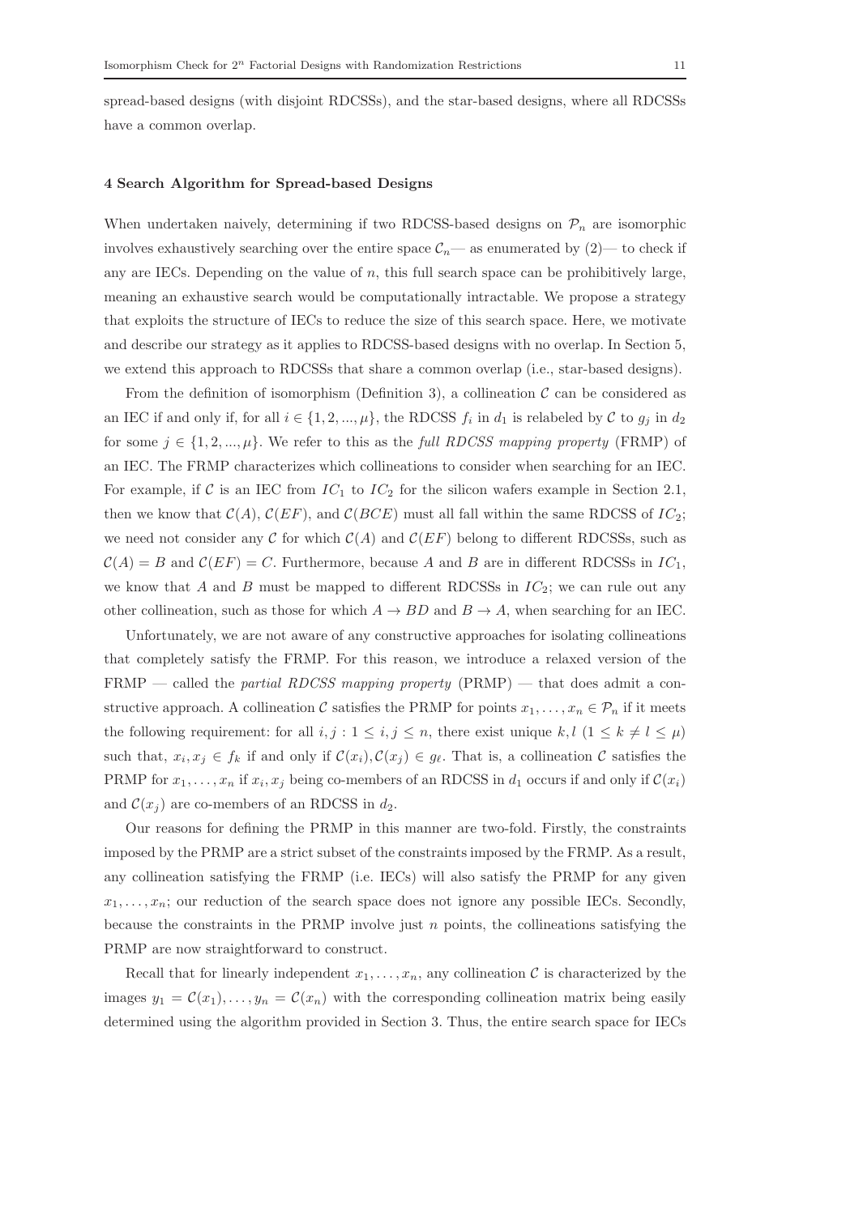spread-based designs (with disjoint RDCSSs), and the star-based designs, where all RDCSSs have a common overlap.

## 4 Search Algorithm for Spread-based Designs

When undertaken naively, determining if two RDCSS-based designs on $\mathcal{P}_n$ are isomorphic involves exhaustively searching over the entire space $\mathcal{C}_n$— as enumerated by (2)— to check if any are IECs. Depending on the value of $n$, this full search space can be prohibitively large, meaning an exhaustive search would be computationally intractable. We propose a strategy that exploits the structure of IECs to reduce the size of this search space. Here, we motivate and describe our strategy as it applies to RDCSS-based designs with no overlap. In Section 5, we extend this approach to RDCSSs that share a common overlap (i.e., star-based designs).

From the definition of isomorphism (Definition 3), a collineation $\mathcal{C}$ can be considered as an IEC if and only if, for all $i \in \{1, 2, ..., \mu\}$, the RDCSS $f_i$ in $d_1$ is relabeled by $\mathcal{C}$ to $g_j$ in $d_2$ for some $j \in \{1, 2, ..., \mu\}$. We refer to this as the *full RDCSS mapping property* (FRMP) of an IEC. The FRMP characterizes which collineations to consider when searching for an IEC. For example, if $\mathcal{C}$ is an IEC from $IC_1$ to $IC_2$ for the silicon wafers example in Section 2.1, then we know that $\mathcal{C}(A)$, $\mathcal{C}(EF)$, and $\mathcal{C}(BCE)$ must all fall within the same RDCSS of $IC_2$; we need not consider any $\mathcal{C}$ for which $\mathcal{C}(A)$ and $\mathcal{C}(EF)$ belong to different RDCSSs, such as $\mathcal{C}(A) = B$ and $\mathcal{C}(EF) = C$. Furthermore, because $A$ and $B$ are in different RDCSSs in $IC_1$, we know that $A$ and $B$ must be mapped to different RDCSSs in $IC_2$; we can rule out any other collineation, such as those for which $A \to BD$ and $B \to A$, when searching for an IEC.

Unfortunately, we are not aware of any constructive approaches for isolating collineations that completely satisfy the FRMP. For this reason, we introduce a relaxed version of the FRMP — called the *partial RDCSS mapping property* (PRMP) — that does admit a constructive approach. A collineation $\mathcal{C}$ satisfies the PRMP for points $x_1, \ldots, x_n \in \mathcal{P}_n$ if it meets the following requirement: for all $i, j : 1 \le i, j \le n$, there exist unique $k, l$ $(1 \le k \ne l \le \mu)$ such that, $x_i, x_j \in f_k$ if and only if $\mathcal{C}(x_i), \mathcal{C}(x_j) \in g_\ell$. That is, a collineation $\mathcal{C}$ satisfies the PRMP for $x_1, \ldots, x_n$ if $x_i, x_j$ being co-members of an RDCSS in $d_1$ occurs if and only if $\mathcal{C}(x_i)$ and $\mathcal{C}(x_j)$ are co-members of an RDCSS in $d_2$.

Our reasons for defining the PRMP in this manner are two-fold. Firstly, the constraints imposed by the PRMP are a strict subset of the constraints imposed by the FRMP. As a result, any collineation satisfying the FRMP (i.e. IECs) will also satisfy the PRMP for any given $x_1, \ldots, x_n$; our reduction of the search space does not ignore any possible IECs. Secondly, because the constraints in the PRMP involve just $n$ points, the collineations satisfying the PRMP are now straightforward to construct.

Recall that for linearly independent $x_1, \ldots, x_n$, any collineation $\mathcal{C}$ is characterized by the images $y_1 = \mathcal{C}(x_1), \ldots, y_n = \mathcal{C}(x_n)$ with the corresponding collineation matrix being easily determined using the algorithm provided in Section 3. Thus, the entire search space for IECs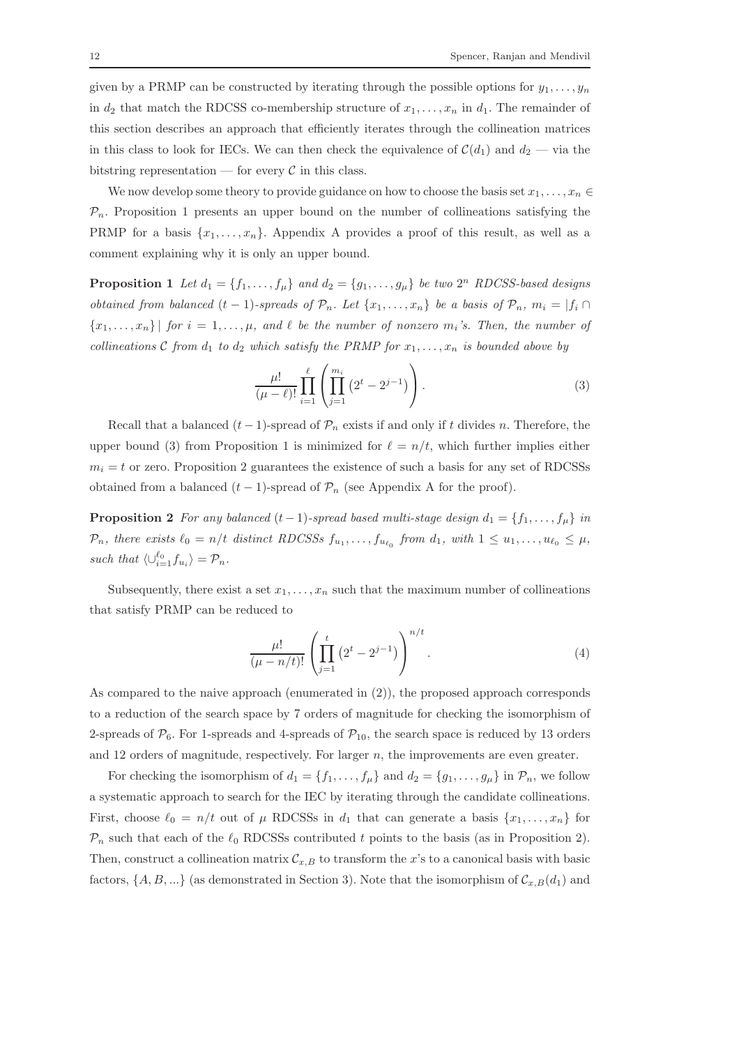given by a PRMP can be constructed by iterating through the possible options for $y_1, \ldots, y_n$ in $d_2$ that match the RDCSS co-membership structure of $x_1, \ldots, x_n$ in $d_1$. The remainder of this section describes an approach that efficiently iterates through the collineation matrices in this class to look for IECs. We can then check the equivalence of $\mathcal{C}(d_1)$ and $d_2$ — via the bitstring representation — for every $\mathcal{C}$ in this class.

We now develop some theory to provide guidance on how to choose the basis set $x_1, \ldots, x_n \in \mathcal{P}_n$. Proposition 1 presents an upper bound on the number of collineations satisfying the PRMP for a basis $\{x_1, \ldots, x_n\}$. Appendix A provides a proof of this result, as well as a comment explaining why it is only an upper bound.

**Proposition 1** *Let $d_1 = \{f_1, \ldots, f_\mu\}$ and $d_2 = \{g_1, \ldots, g_\mu\}$ be two $2^n$ RDCSS-based designs obtained from balanced $(t-1)$-spreads of $\mathcal{P}_n$. Let $\{x_1, \ldots, x_n\}$ be a basis of $\mathcal{P}_n$, $m_i = |f_i \cap \{x_1, \ldots, x_n\}|$ for $i = 1, \ldots, \mu$, and $\ell$ be the number of nonzero $m_i$'s. Then, the number of collineations $\mathcal{C}$ from $d_1$ to $d_2$ which satisfy the PRMP for $x_1, \ldots, x_n$ is bounded above by*

$$\frac{\mu!}{(\mu-\ell)!} \prod_{i=1}^{\ell} \left( \prod_{j=1}^{m_i} \left(2^t - 2^{j-1}\right) \right). \tag{3}$$

Recall that a balanced $(t-1)$-spread of $\mathcal{P}_n$ exists if and only if $t$ divides $n$. Therefore, the upper bound (3) from Proposition 1 is minimized for $\ell = n/t$, which further implies either $m_i = t$ or zero. Proposition 2 guarantees the existence of such a basis for any set of RDCSSs obtained from a balanced $(t-1)$-spread of $\mathcal{P}_n$ (see Appendix A for the proof).

**Proposition 2** *For any balanced $(t-1)$-spread based multi-stage design $d_1 = \{f_1, \ldots, f_\mu\}$ in $\mathcal{P}_n$, there exists $\ell_0 = n/t$ distinct RDCSSs $f_{u_1}, \ldots, f_{u_{\ell_0}}$ from $d_1$, with $1 \leq u_1, \ldots, u_{\ell_0} \leq \mu$, such that $\langle \cup_{i=1}^{\ell_0} f_{u_i} \rangle = \mathcal{P}_n$.*

Subsequently, there exist a set $x_1, \ldots, x_n$ such that the maximum number of collineations that satisfy PRMP can be reduced to

$$\frac{\mu!}{(\mu - n/t)!} \left( \prod_{j=1}^{t} \left(2^t - 2^{j-1}\right) \right)^{n/t}. \tag{4}$$

As compared to the naive approach (enumerated in (2)), the proposed approach corresponds to a reduction of the search space by 7 orders of magnitude for checking the isomorphism of 2-spreads of $\mathcal{P}_6$. For 1-spreads and 4-spreads of $\mathcal{P}_{10}$, the search space is reduced by 13 orders and 12 orders of magnitude, respectively. For larger $n$, the improvements are even greater.

For checking the isomorphism of $d_1 = \{f_1, \ldots, f_\mu\}$ and $d_2 = \{g_1, \ldots, g_\mu\}$ in $\mathcal{P}_n$, we follow a systematic approach to search for the IEC by iterating through the candidate collineations. First, choose $\ell_0 = n/t$ out of $\mu$ RDCSSs in $d_1$ that can generate a basis $\{x_1, \ldots, x_n\}$ for $\mathcal{P}_n$ such that each of the $\ell_0$ RDCSSs contributed $t$ points to the basis (as in Proposition 2). Then, construct a collineation matrix $\mathcal{C}_{x,B}$ to transform the $x$'s to a canonical basis with basic factors, $\{A, B, \ldots\}$ (as demonstrated in Section 3). Note that the isomorphism of $\mathcal{C}_{x,B}(d_1)$ and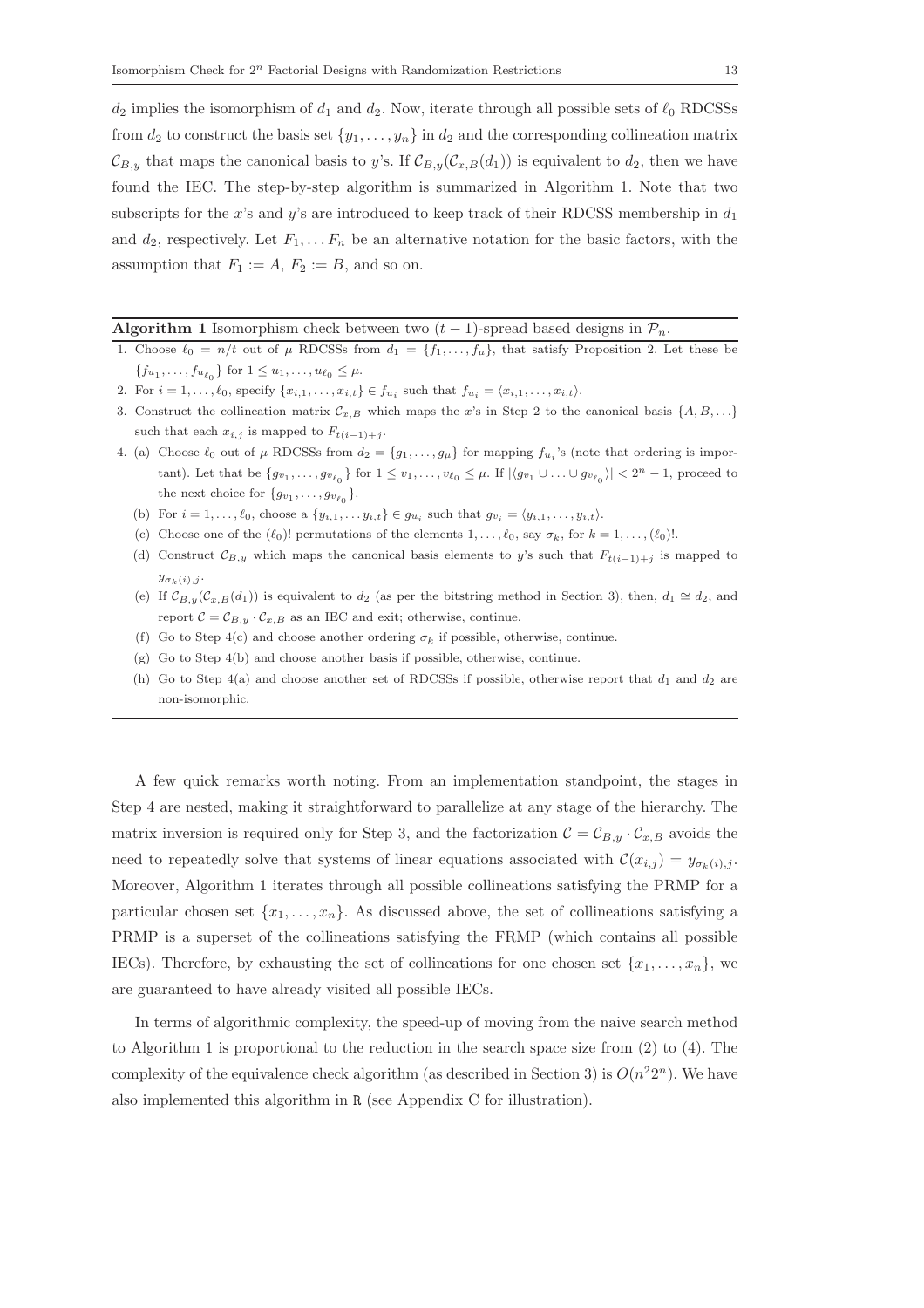$d_2$ implies the isomorphism of $d_1$ and $d_2$. Now, iterate through all possible sets of $\ell_0$ RDCSSs from $d_2$ to construct the basis set $\{y_1, \ldots, y_n\}$ in $d_2$ and the corresponding collineation matrix $\mathcal{C}_{B,y}$ that maps the canonical basis to $y$'s. If $\mathcal{C}_{B,y}(\mathcal{C}_{x,B}(d_1))$ is equivalent to $d_2$, then we have found the IEC. The step-by-step algorithm is summarized in Algorithm 1. Note that two subscripts for the $x$'s and $y$'s are introduced to keep track of their RDCSS membership in $d_1$ and $d_2$, respectively. Let $F_1, \ldots F_n$ be an alternative notation for the basic factors, with the assumption that $F_1 := A$, $F_2 := B$, and so on.

---

**Algorithm 1** Isomorphism check between two $(t-1)$-spread based designs in $\mathcal{P}_n$.

---

1. Choose $\ell_0 = n/t$ out of $\mu$ RDCSSs from $d_1 = \{f_1, \ldots, f_\mu\}$, that satisfy Proposition 2. Let these be $\{f_{u_1}, \ldots, f_{u_{\ell_0}}\}$ for $1 \leq u_1, \ldots, u_{\ell_0} \leq \mu$.
2. For $i = 1, \ldots, \ell_0$, specify $\{x_{i,1}, \ldots, x_{i,t}\} \in f_{u_i}$ such that $f_{u_i} = \langle x_{i,1}, \ldots, x_{i,t} \rangle$.
3. Construct the collineation matrix $\mathcal{C}_{x,B}$ which maps the $x$'s in Step 2 to the canonical basis $\{A, B, \ldots\}$ such that each $x_{i,j}$ is mapped to $F_{t(i-1)+j}$.
4. (a) Choose $\ell_0$ out of $\mu$ RDCSSs from $d_2 = \{g_1, \ldots, g_\mu\}$ for mapping $f_{u_i}$'s (note that ordering is important). Let that be $\{g_{v_1}, \ldots, g_{v_{\ell_0}}\}$ for $1 \leq v_1, \ldots, v_{\ell_0} \leq \mu$. If $|\langle g_{v_1} \cup \ldots \cup g_{v_{\ell_0}} \rangle| < 2^n - 1$, proceed to the next choice for $\{g_{v_1}, \ldots, g_{v_{\ell_0}}\}$.
   (b) For $i = 1, \ldots, \ell_0$, choose a $\{y_{i,1}, \ldots y_{i,t}\} \in g_{u_i}$ such that $g_{v_i} = \langle y_{i,1}, \ldots, y_{i,t} \rangle$.
   (c) Choose one of the $(\ell_0)!$ permutations of the elements $1, \ldots, \ell_0$, say $\sigma_k$, for $k = 1, \ldots, (\ell_0)!$.
   (d) Construct $\mathcal{C}_{B,y}$ which maps the canonical basis elements to $y$'s such that $F_{t(i-1)+j}$ is mapped to $y_{\sigma_k(i),j}$.
   (e) If $\mathcal{C}_{B,y}(\mathcal{C}_{x,B}(d_1))$ is equivalent to $d_2$ (as per the bitstring method in Section 3), then, $d_1 \cong d_2$, and report $\mathcal{C} = \mathcal{C}_{B,y} \cdot \mathcal{C}_{x,B}$ as an IEC and exit; otherwise, continue.
   (f) Go to Step 4(c) and choose another ordering $\sigma_k$ if possible, otherwise, continue.
   (g) Go to Step 4(b) and choose another basis if possible, otherwise, continue.
   (h) Go to Step 4(a) and choose another set of RDCSSs if possible, otherwise report that $d_1$ and $d_2$ are non-isomorphic.

---

A few quick remarks worth noting. From an implementation standpoint, the stages in Step 4 are nested, making it straightforward to parallelize at any stage of the hierarchy. The matrix inversion is required only for Step 3, and the factorization $\mathcal{C} = \mathcal{C}_{B,y} \cdot \mathcal{C}_{x,B}$ avoids the need to repeatedly solve that systems of linear equations associated with $\mathcal{C}(x_{i,j}) = y_{\sigma_k(i),j}$. Moreover, Algorithm 1 iterates through all possible collineations satisfying the PRMP for a particular chosen set $\{x_1, \ldots, x_n\}$. As discussed above, the set of collineations satisfying a PRMP is a superset of the collineations satisfying the FRMP (which contains all possible IECs). Therefore, by exhausting the set of collineations for one chosen set $\{x_1, \ldots, x_n\}$, we are guaranteed to have already visited all possible IECs.

In terms of algorithmic complexity, the speed-up of moving from the naive search method to Algorithm 1 is proportional to the reduction in the search space size from (2) to (4). The complexity of the equivalence check algorithm (as described in Section 3) is $O(n^2 2^n)$. We have also implemented this algorithm in R (see Appendix C for illustration).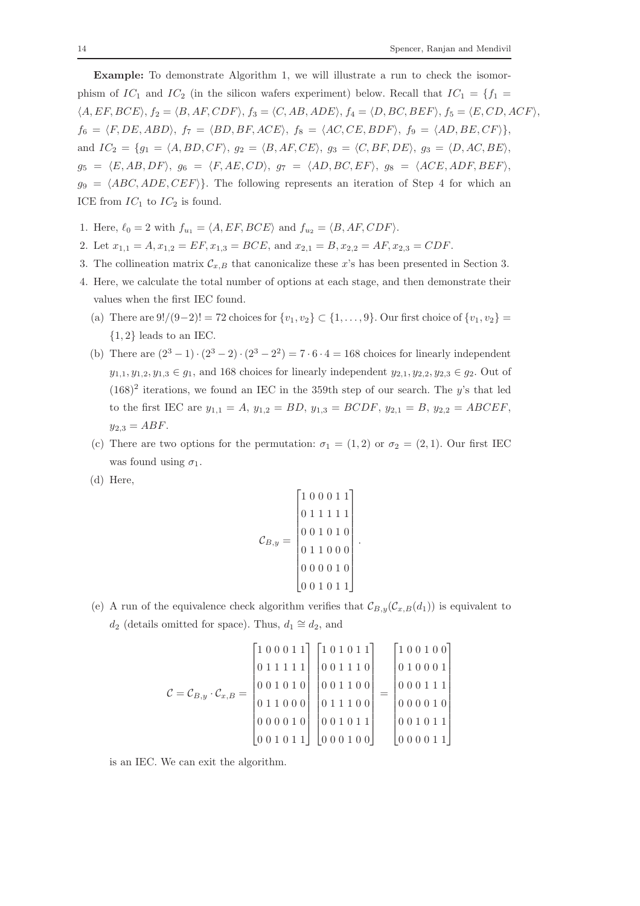**Example:** To demonstrate Algorithm 1, we will illustrate a run to check the isomorphism of $IC_1$ and $IC_2$ (in the silicon wafers experiment) below. Recall that $IC_1 = \{f_1 = \langle A, EF, BCE\rangle$, $f_2 = \langle B, AF, CDF\rangle$, $f_3 = \langle C, AB, ADE\rangle$, $f_4 = \langle D, BC, BEF\rangle$, $f_5 = \langle E, CD, ACF\rangle$, $f_6 = \langle F, DE, ABD\rangle$, $f_7 = \langle BD, BF, ACE\rangle$, $f_8 = \langle AC, CE, BDF\rangle$, $f_9 = \langle AD, BE, CF\rangle\}$, and $IC_2 = \{g_1 = \langle A, BD, CF\rangle$, $g_2 = \langle B, AF, CE\rangle$, $g_3 = \langle C, BF, DE\rangle$, $g_3 = \langle D, AC, BE\rangle$, $g_5 = \langle E, AB, DF\rangle$, $g_6 = \langle F, AE, CD\rangle$, $g_7 = \langle AD, BC, EF\rangle$, $g_8 = \langle ACE, ADF, BEF\rangle$, $g_9 = \langle ABC, ADE, CEF\rangle\}$. The following represents an iteration of Step 4 for which an ICE from $IC_1$ to $IC_2$ is found.

1. Here, $\ell_0 = 2$ with $f_{u_1} = \langle A, EF, BCE\rangle$ and $f_{u_2} = \langle B, AF, CDF\rangle$.
2. Let $x_{1,1} = A, x_{1,2} = EF, x_{1,3} = BCE$, and $x_{2,1} = B, x_{2,2} = AF, x_{2,3} = CDF$.
3. The collineation matrix $\mathcal{C}_{x,B}$ that canonicalize these $x$'s has been presented in Section 3.
4. Here, we calculate the total number of options at each stage, and then demonstrate their values when the first IEC found.
   (a) There are $9!/(9-2)! = 72$ choices for $\{v_1, v_2\} \subset \{1, \ldots, 9\}$. Our first choice of $\{v_1, v_2\} = \{1, 2\}$ leads to an IEC.
   (b) There are $(2^3-1)\cdot(2^3-2)\cdot(2^3-2^2) = 7\cdot 6\cdot 4 = 168$ choices for linearly independent $y_{1,1}, y_{1,2}, y_{1,3} \in g_1$, and 168 choices for linearly independent $y_{2,1}, y_{2,2}, y_{2,3} \in g_2$. Out of $(168)^2$ iterations, we found an IEC in the 359th step of our search. The $y$'s that led to the first IEC are $y_{1,1} = A$, $y_{1,2} = BD$, $y_{1,3} = BCDF$, $y_{2,1} = B$, $y_{2,2} = ABCEF$, $y_{2,3} = ABF$.
   (c) There are two options for the permutation: $\sigma_1 = (1, 2)$ or $\sigma_2 = (2, 1)$. Our first IEC was found using $\sigma_1$.
   (d) Here,

$$\mathcal{C}_{B,y} = \begin{bmatrix} 1&0&0&0&1&1\\ 0&1&1&1&1&1\\ 0&0&1&0&1&0\\ 0&1&1&0&0&0\\ 0&0&0&0&1&0\\ 0&0&1&0&1&1 \end{bmatrix}.$$

   (e) A run of the equivalence check algorithm verifies that $\mathcal{C}_{B,y}(\mathcal{C}_{x,B}(d_1))$ is equivalent to $d_2$ (details omitted for space). Thus, $d_1 \cong d_2$, and

$$\mathcal{C} = \mathcal{C}_{B,y}\cdot\mathcal{C}_{x,B} = \begin{bmatrix} 1&0&0&0&1&1\\ 0&1&1&1&1&1\\ 0&0&1&0&1&0\\ 0&1&1&0&0&0\\ 0&0&0&0&1&0\\ 0&0&1&0&1&1 \end{bmatrix} \begin{bmatrix} 1&0&1&0&1&1\\ 0&0&1&1&1&0\\ 0&0&1&1&0&0\\ 0&1&1&1&0&0\\ 0&0&1&0&1&1\\ 0&0&0&1&0&0 \end{bmatrix} = \begin{bmatrix} 1&0&0&1&0&0\\ 0&1&0&0&0&1\\ 0&0&0&1&1&1\\ 0&0&0&0&1&0\\ 0&0&1&0&1&1\\ 0&0&0&0&1&1 \end{bmatrix}$$

   is an IEC. We can exit the algorithm.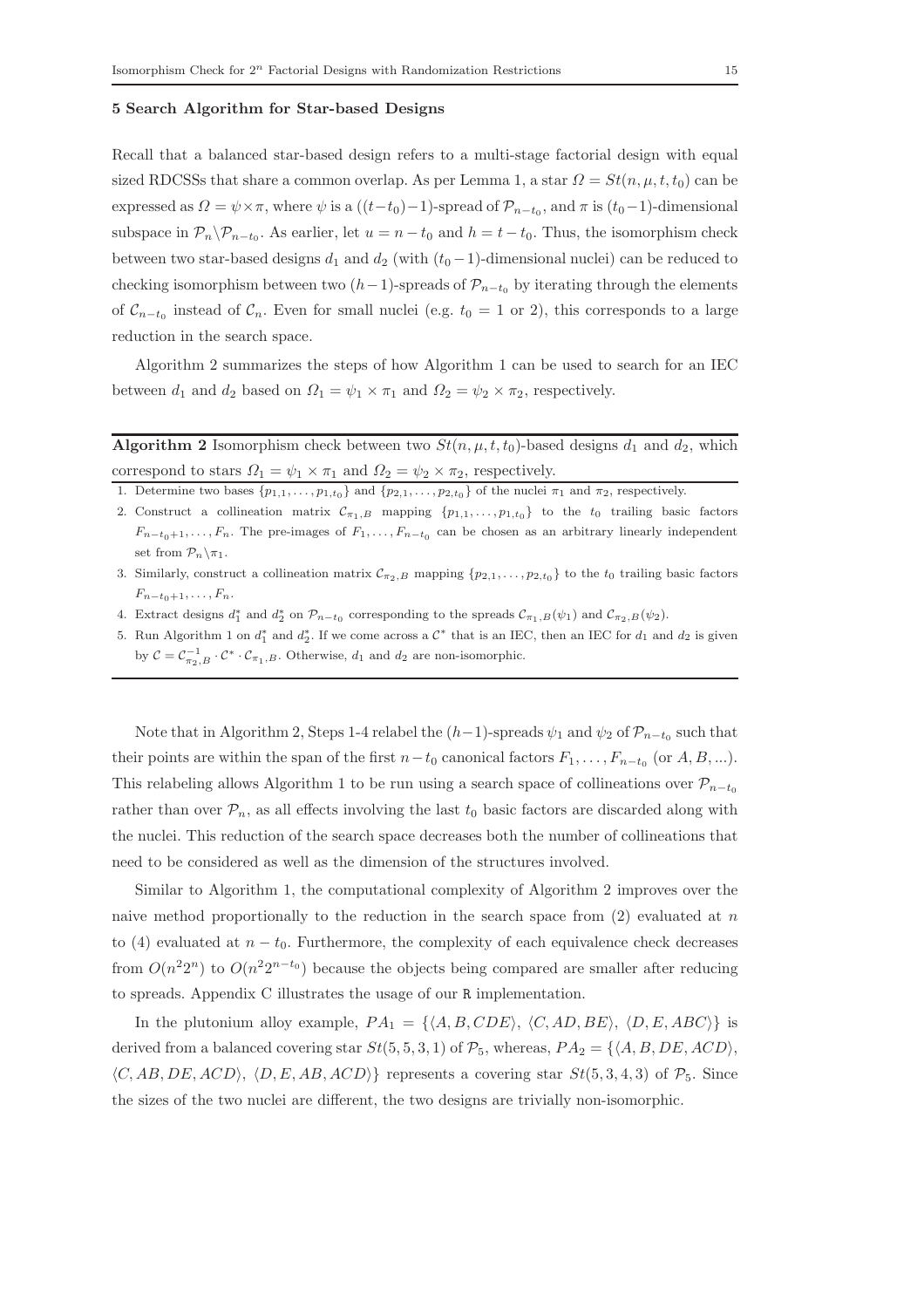### 5 Search Algorithm for Star-based Designs

Recall that a balanced star-based design refers to a multi-stage factorial design with equal sized RDCSSs that share a common overlap. As per Lemma 1, a star $\Omega = St(n, \mu, t, t_0)$ can be expressed as $\Omega = \psi \times \pi$, where $\psi$ is a $((t-t_0)-1)$-spread of $\mathcal{P}_{n-t_0}$, and $\pi$ is $(t_0-1)$-dimensional subspace in $\mathcal{P}_n \backslash \mathcal{P}_{n-t_0}$. As earlier, let $u = n - t_0$ and $h = t - t_0$. Thus, the isomorphism check between two star-based designs $d_1$ and $d_2$ (with $(t_0-1)$-dimensional nuclei) can be reduced to checking isomorphism between two $(h-1)$-spreads of $\mathcal{P}_{n-t_0}$ by iterating through the elements of $\mathcal{C}_{n-t_0}$ instead of $\mathcal{C}_n$. Even for small nuclei (e.g. $t_0 = 1$ or 2), this corresponds to a large reduction in the search space.

Algorithm 2 summarizes the steps of how Algorithm 1 can be used to search for an IEC between $d_1$ and $d_2$ based on $\Omega_1 = \psi_1 \times \pi_1$ and $\Omega_2 = \psi_2 \times \pi_2$, respectively.

**Algorithm 2** Isomorphism check between two $St(n, \mu, t, t_0)$-based designs $d_1$ and $d_2$, which correspond to stars $\Omega_1 = \psi_1 \times \pi_1$ and $\Omega_2 = \psi_2 \times \pi_2$, respectively.

1. Determine two bases $\{p_{1,1}, \ldots, p_{1,t_0}\}$ and $\{p_{2,1}, \ldots, p_{2,t_0}\}$ of the nuclei $\pi_1$ and $\pi_2$, respectively.
2. Construct a collineation matrix $\mathcal{C}_{\pi_1,B}$ mapping $\{p_{1,1}, \ldots, p_{1,t_0}\}$ to the $t_0$ trailing basic factors $F_{n-t_0+1}, \ldots, F_n$. The pre-images of $F_1, \ldots, F_{n-t_0}$ can be chosen as an arbitrary linearly independent set from $\mathcal{P}_n \backslash \pi_1$.
3. Similarly, construct a collineation matrix $\mathcal{C}_{\pi_2,B}$ mapping $\{p_{2,1}, \ldots, p_{2,t_0}\}$ to the $t_0$ trailing basic factors $F_{n-t_0+1}, \ldots, F_n$.
4. Extract designs $d_1^*$ and $d_2^*$ on $\mathcal{P}_{n-t_0}$ corresponding to the spreads $\mathcal{C}_{\pi_1,B}(\psi_1)$ and $\mathcal{C}_{\pi_2,B}(\psi_2)$.
5. Run Algorithm 1 on $d_1^*$ and $d_2^*$. If we come across a $\mathcal{C}^*$ that is an IEC, then an IEC for $d_1$ and $d_2$ is given by $\mathcal{C} = \mathcal{C}_{\pi_2,B}^{-1} \cdot \mathcal{C}^* \cdot \mathcal{C}_{\pi_1,B}$. Otherwise, $d_1$ and $d_2$ are non-isomorphic.

Note that in Algorithm 2, Steps 1-4 relabel the $(h-1)$-spreads $\psi_1$ and $\psi_2$ of $\mathcal{P}_{n-t_0}$ such that their points are within the span of the first $n-t_0$ canonical factors $F_1, \ldots, F_{n-t_0}$ (or $A, B, \ldots$). This relabeling allows Algorithm 1 to be run using a search space of collineations over $\mathcal{P}_{n-t_0}$ rather than over $\mathcal{P}_n$, as all effects involving the last $t_0$ basic factors are discarded along with the nuclei. This reduction of the search space decreases both the number of collineations that need to be considered as well as the dimension of the structures involved.

Similar to Algorithm 1, the computational complexity of Algorithm 2 improves over the naive method proportionally to the reduction in the search space from (2) evaluated at $n$ to (4) evaluated at $n - t_0$. Furthermore, the complexity of each equivalence check decreases from $O(n^2 2^n)$ to $O(n^2 2^{n-t_0})$ because the objects being compared are smaller after reducing to spreads. Appendix C illustrates the usage of our `R` implementation.

In the plutonium alloy example, $PA_1 = \{\langle A, B, CDE\rangle, \langle C, AD, BE\rangle, \langle D, E, ABC\rangle\}$ is derived from a balanced covering star $St(5, 5, 3, 1)$ of $\mathcal{P}_5$, whereas, $PA_2 = \{\langle A, B, DE, ACD\rangle, \langle C, AB, DE, ACD\rangle, \langle D, E, AB, ACD\rangle\}$ represents a covering star $St(5, 3, 4, 3)$ of $\mathcal{P}_5$. Since the sizes of the two nuclei are different, the two designs are trivially non-isomorphic.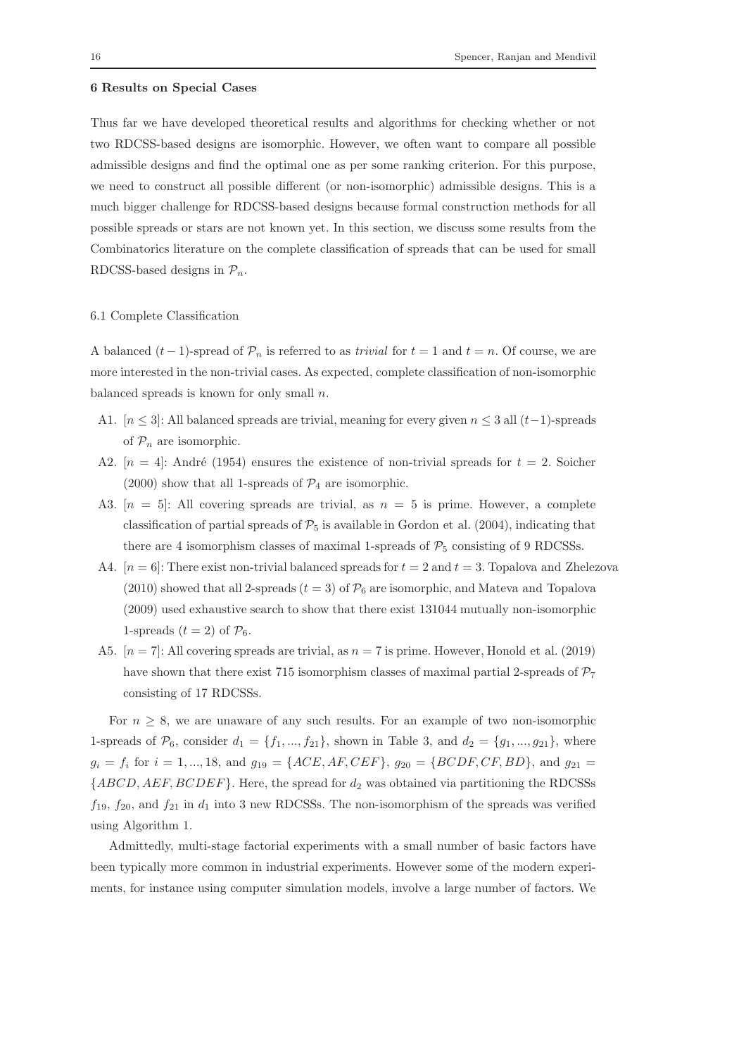## 6 Results on Special Cases

Thus far we have developed theoretical results and algorithms for checking whether or not two RDCSS-based designs are isomorphic. However, we often want to compare all possible admissible designs and find the optimal one as per some ranking criterion. For this purpose, we need to construct all possible different (or non-isomorphic) admissible designs. This is a much bigger challenge for RDCSS-based designs because formal construction methods for all possible spreads or stars are not known yet. In this section, we discuss some results from the Combinatorics literature on the complete classification of spreads that can be used for small RDCSS-based designs in $\mathcal{P}_n$.

### 6.1 Complete Classification

A balanced $(t-1)$-spread of $\mathcal{P}_n$ is referred to as *trivial* for $t = 1$ and $t = n$. Of course, we are more interested in the non-trivial cases. As expected, complete classification of non-isomorphic balanced spreads is known for only small $n$.

- A1. $[n \leq 3]$: All balanced spreads are trivial, meaning for every given $n \leq 3$ all $(t-1)$-spreads of $\mathcal{P}_n$ are isomorphic.
- A2. $[n = 4]$: André (1954) ensures the existence of non-trivial spreads for $t = 2$. Soicher (2000) show that all 1-spreads of $\mathcal{P}_4$ are isomorphic.
- A3. $[n = 5]$: All covering spreads are trivial, as $n = 5$ is prime. However, a complete classification of partial spreads of $\mathcal{P}_5$ is available in Gordon et al. (2004), indicating that there are 4 isomorphism classes of maximal 1-spreads of $\mathcal{P}_5$ consisting of 9 RDCSSs.
- A4. $[n = 6]$: There exist non-trivial balanced spreads for $t = 2$ and $t = 3$. Topalova and Zhelezova (2010) showed that all 2-spreads ($t = 3$) of $\mathcal{P}_6$ are isomorphic, and Mateva and Topalova (2009) used exhaustive search to show that there exist 131044 mutually non-isomorphic 1-spreads ($t = 2$) of $\mathcal{P}_6$.
- A5. $[n = 7]$: All covering spreads are trivial, as $n = 7$ is prime. However, Honold et al. (2019) have shown that there exist 715 isomorphism classes of maximal partial 2-spreads of $\mathcal{P}_7$ consisting of 17 RDCSSs.

For $n \geq 8$, we are unaware of any such results. For an example of two non-isomorphic 1-spreads of $\mathcal{P}_6$, consider $d_1 = \{f_1, ..., f_{21}\}$, shown in Table 3, and $d_2 = \{g_1, ..., g_{21}\}$, where $g_i = f_i$ for $i = 1, ..., 18$, and $g_{19} = \{ACE, AF, CEF\}$, $g_{20} = \{BCDF, CF, BD\}$, and $g_{21} = \{ABCD, AEF, BCDEF\}$. Here, the spread for $d_2$ was obtained via partitioning the RDCSSs $f_{19}$, $f_{20}$, and $f_{21}$ in $d_1$ into 3 new RDCSSs. The non-isomorphism of the spreads was verified using Algorithm 1.

Admittedly, multi-stage factorial experiments with a small number of basic factors have been typically more common in industrial experiments. However some of the modern experiments, for instance using computer simulation models, involve a large number of factors. We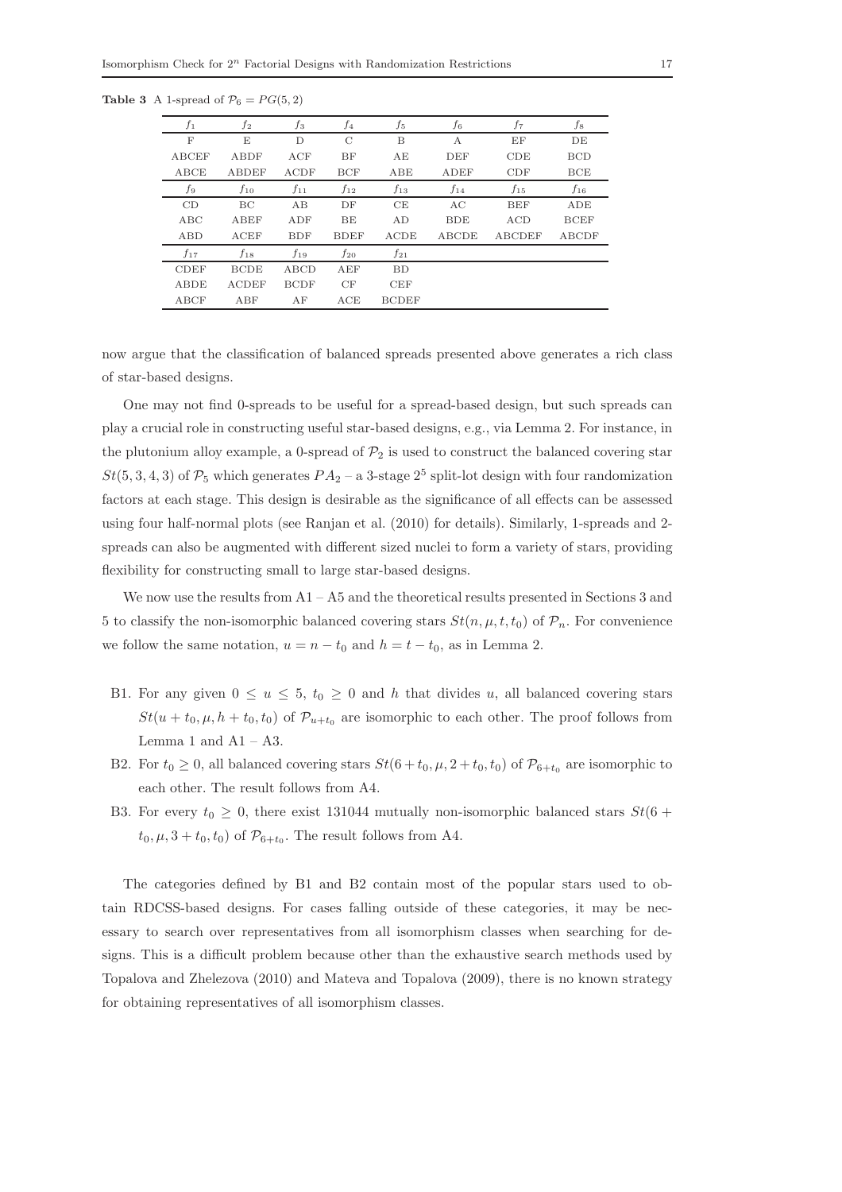**Table 3** A 1-spread of $\mathcal{P}_6 = PG(5, 2)$

| $f_1$ | $f_2$ | $f_3$ | $f_4$ | $f_5$ | $f_6$ | $f_7$ | $f_8$ |
|---|---|---|---|---|---|---|---|
| F | E | D | C | B | A | EF | DE |
| ABCEF | ABDF | ACF | BF | AE | DEF | CDE | BCD |
| ABCE | ABDEF | ACDF | BCF | ABE | ADEF | CDF | BCE |
| $f_9$ | $f_{10}$ | $f_{11}$ | $f_{12}$ | $f_{13}$ | $f_{14}$ | $f_{15}$ | $f_{16}$ |
| CD | BC | AB | DF | CE | AC | BEF | ADE |
| ABC | ABEF | ADF | BE | AD | BDE | ACD | BCEF |
| ABD | ACEF | BDF | BDEF | ACDE | ABCDE | ABCDEF | ABCDF |
| $f_{17}$ | $f_{18}$ | $f_{19}$ | $f_{20}$ | $f_{21}$ | | | |
| CDEF | BCDE | ABCD | AEF | BD | | | |
| ABDE | ACDEF | BCDF | CF | CEF | | | |
| ABCF | ABF | AF | ACE | BCDEF | | | |

now argue that the classification of balanced spreads presented above generates a rich class of star-based designs.

One may not find 0-spreads to be useful for a spread-based design, but such spreads can play a crucial role in constructing useful star-based designs, e.g., via Lemma 2. For instance, in the plutonium alloy example, a 0-spread of $\mathcal{P}_2$ is used to construct the balanced covering star $St(5, 3, 4, 3)$ of $\mathcal{P}_5$ which generates $PA_2$ – a 3-stage $2^5$ split-lot design with four randomization factors at each stage. This design is desirable as the significance of all effects can be assessed using four half-normal plots (see Ranjan et al. (2010) for details). Similarly, 1-spreads and 2-spreads can also be augmented with different sized nuclei to form a variety of stars, providing flexibility for constructing small to large star-based designs.

We now use the results from A1 – A5 and the theoretical results presented in Sections 3 and 5 to classify the non-isomorphic balanced covering stars $St(n, \mu, t, t_0)$ of $\mathcal{P}_n$. For convenience we follow the same notation, $u = n - t_0$ and $h = t - t_0$, as in Lemma 2.

- B1. For any given $0 \leq u \leq 5$, $t_0 \geq 0$ and $h$ that divides $u$, all balanced covering stars $St(u + t_0, \mu, h + t_0, t_0)$ of $\mathcal{P}_{u+t_0}$ are isomorphic to each other. The proof follows from Lemma 1 and A1 – A3.
- B2. For $t_0 \geq 0$, all balanced covering stars $St(6 + t_0, \mu, 2 + t_0, t_0)$ of $\mathcal{P}_{6+t_0}$ are isomorphic to each other. The result follows from A4.
- B3. For every $t_0 \geq 0$, there exist 131044 mutually non-isomorphic balanced stars $St(6 + t_0, \mu, 3 + t_0, t_0)$ of $\mathcal{P}_{6+t_0}$. The result follows from A4.

The categories defined by B1 and B2 contain most of the popular stars used to obtain RDCSS-based designs. For cases falling outside of these categories, it may be necessary to search over representatives from all isomorphism classes when searching for designs. This is a difficult problem because other than the exhaustive search methods used by Topalova and Zhelezova (2010) and Mateva and Topalova (2009), there is no known strategy for obtaining representatives of all isomorphism classes.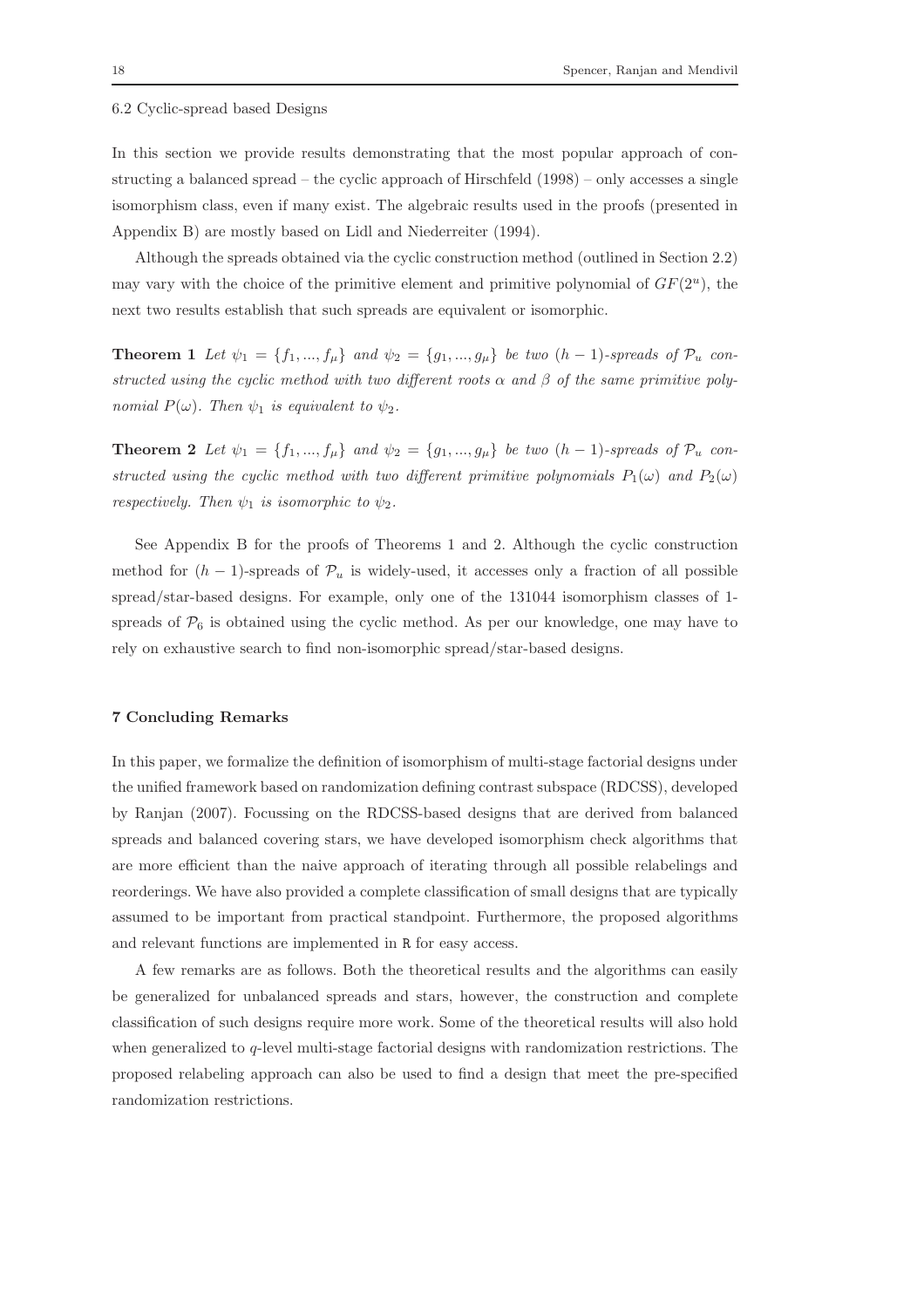### 6.2 Cyclic-spread based Designs

In this section we provide results demonstrating that the most popular approach of constructing a balanced spread – the cyclic approach of Hirschfeld (1998) – only accesses a single isomorphism class, even if many exist. The algebraic results used in the proofs (presented in Appendix B) are mostly based on Lidl and Niederreiter (1994).

Although the spreads obtained via the cyclic construction method (outlined in Section 2.2) may vary with the choice of the primitive element and primitive polynomial of $GF(2^u)$, the next two results establish that such spreads are equivalent or isomorphic.

**Theorem 1** *Let $\psi_1 = \{f_1, ..., f_\mu\}$ and $\psi_2 = \{g_1, ..., g_\mu\}$ be two $(h-1)$-spreads of $\mathcal{P}_u$ constructed using the cyclic method with two different roots $\alpha$ and $\beta$ of the same primitive polynomial $P(\omega)$. Then $\psi_1$ is equivalent to $\psi_2$.*

**Theorem 2** *Let $\psi_1 = \{f_1, ..., f_\mu\}$ and $\psi_2 = \{g_1, ..., g_\mu\}$ be two $(h-1)$-spreads of $\mathcal{P}_u$ constructed using the cyclic method with two different primitive polynomials $P_1(\omega)$ and $P_2(\omega)$ respectively. Then $\psi_1$ is isomorphic to $\psi_2$.*

See Appendix B for the proofs of Theorems 1 and 2. Although the cyclic construction method for $(h-1)$-spreads of $\mathcal{P}_u$ is widely-used, it accesses only a fraction of all possible spread/star-based designs. For example, only one of the 131044 isomorphism classes of 1-spreads of $\mathcal{P}_6$ is obtained using the cyclic method. As per our knowledge, one may have to rely on exhaustive search to find non-isomorphic spread/star-based designs.

## 7 Concluding Remarks

In this paper, we formalize the definition of isomorphism of multi-stage factorial designs under the unified framework based on randomization defining contrast subspace (RDCSS), developed by Ranjan (2007). Focussing on the RDCSS-based designs that are derived from balanced spreads and balanced covering stars, we have developed isomorphism check algorithms that are more efficient than the naive approach of iterating through all possible relabelings and reorderings. We have also provided a complete classification of small designs that are typically assumed to be important from practical standpoint. Furthermore, the proposed algorithms and relevant functions are implemented in R for easy access.

A few remarks are as follows. Both the theoretical results and the algorithms can easily be generalized for unbalanced spreads and stars, however, the construction and complete classification of such designs require more work. Some of the theoretical results will also hold when generalized to $q$-level multi-stage factorial designs with randomization restrictions. The proposed relabeling approach can also be used to find a design that meet the pre-specified randomization restrictions.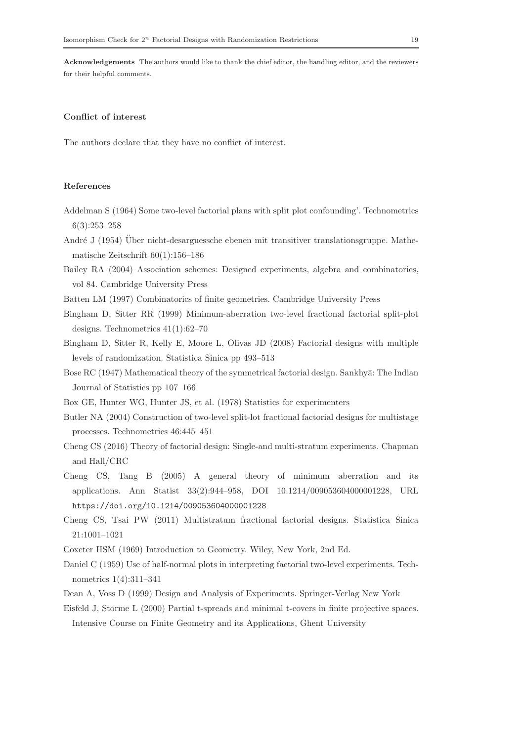**Acknowledgements** The authors would like to thank the chief editor, the handling editor, and the reviewers for their helpful comments.

## Conflict of interest

The authors declare that they have no conflict of interest.

## References

Addelman S (1964) Some two-level factorial plans with split plot confounding'. Technometrics 6(3):253–258

André J (1954) Über nicht-desarguessche ebenen mit transitiver translationsgruppe. Mathematische Zeitschrift 60(1):156–186

Bailey RA (2004) Association schemes: Designed experiments, algebra and combinatorics, vol 84. Cambridge University Press

Batten LM (1997) Combinatorics of finite geometries. Cambridge University Press

Bingham D, Sitter RR (1999) Minimum-aberration two-level fractional factorial split-plot designs. Technometrics 41(1):62–70

Bingham D, Sitter R, Kelly E, Moore L, Olivas JD (2008) Factorial designs with multiple levels of randomization. Statistica Sinica pp 493–513

Bose RC (1947) Mathematical theory of the symmetrical factorial design. Sankhyā: The Indian Journal of Statistics pp 107–166

Box GE, Hunter WG, Hunter JS, et al. (1978) Statistics for experimenters

Butler NA (2004) Construction of two-level split-lot fractional factorial designs for multistage processes. Technometrics 46:445–451

Cheng CS (2016) Theory of factorial design: Single-and multi-stratum experiments. Chapman and Hall/CRC

Cheng CS, Tang B (2005) A general theory of minimum aberration and its applications. Ann Statist 33(2):944–958, DOI 10.1214/009053604000001228, URL https://doi.org/10.1214/009053604000001228

Cheng CS, Tsai PW (2011) Multistratum fractional factorial designs. Statistica Sinica 21:1001–1021

Coxeter HSM (1969) Introduction to Geometry. Wiley, New York, 2nd Ed.

Daniel C (1959) Use of half-normal plots in interpreting factorial two-level experiments. Technometrics 1(4):311–341

Dean A, Voss D (1999) Design and Analysis of Experiments. Springer-Verlag New York

Eisfeld J, Storme L (2000) Partial t-spreads and minimal t-covers in finite projective spaces. Intensive Course on Finite Geometry and its Applications, Ghent University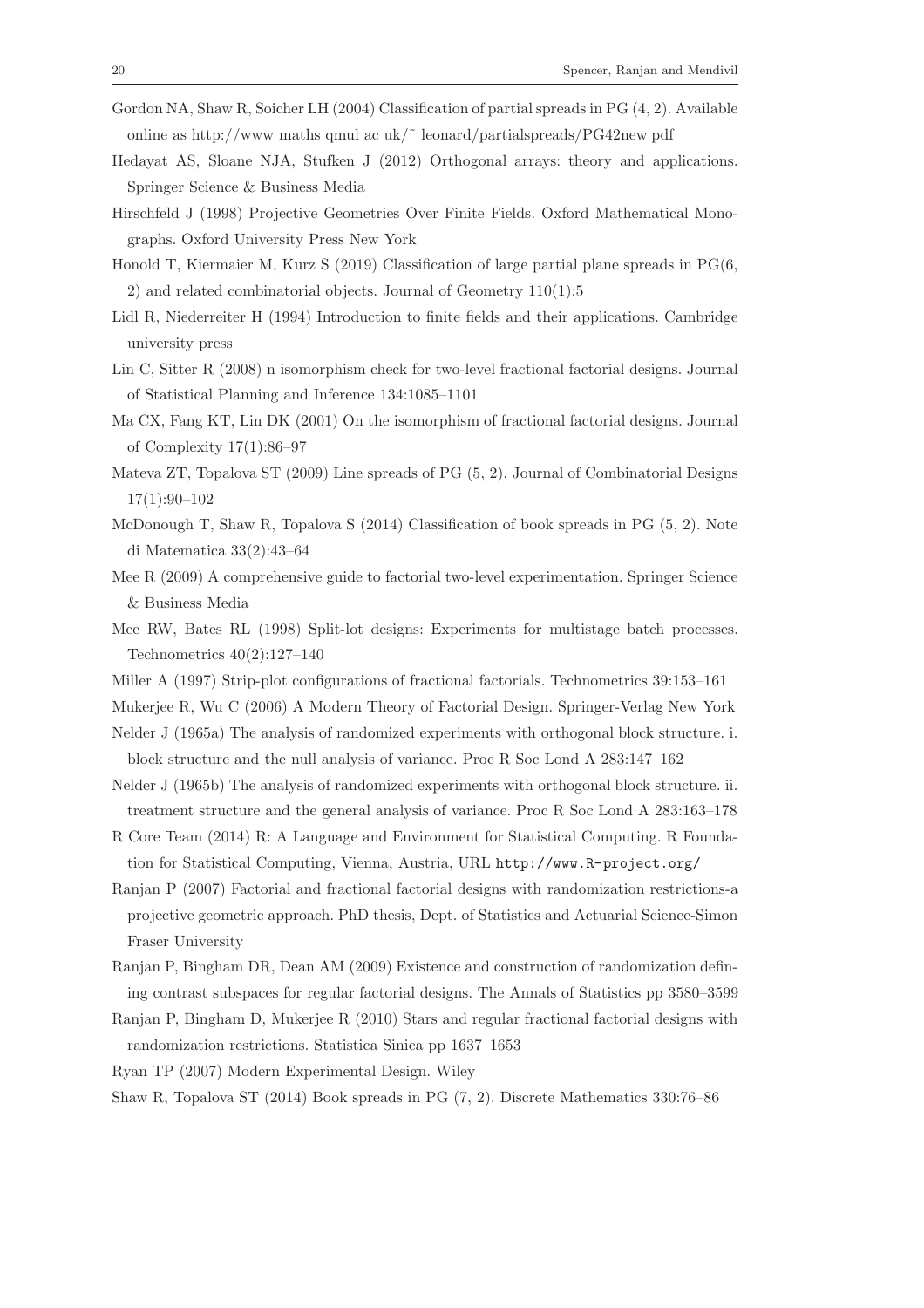Gordon NA, Shaw R, Soicher LH (2004) Classification of partial spreads in PG (4, 2). Available online as http://www maths qmul ac uk/˜ leonard/partialspreads/PG42new pdf

Hedayat AS, Sloane NJA, Stufken J (2012) Orthogonal arrays: theory and applications. Springer Science & Business Media

Hirschfeld J (1998) Projective Geometries Over Finite Fields. Oxford Mathematical Monographs. Oxford University Press New York

Honold T, Kiermaier M, Kurz S (2019) Classification of large partial plane spreads in PG(6, 2) and related combinatorial objects. Journal of Geometry 110(1):5

Lidl R, Niederreiter H (1994) Introduction to finite fields and their applications. Cambridge university press

Lin C, Sitter R (2008) n isomorphism check for two-level fractional factorial designs. Journal of Statistical Planning and Inference 134:1085–1101

Ma CX, Fang KT, Lin DK (2001) On the isomorphism of fractional factorial designs. Journal of Complexity 17(1):86–97

Mateva ZT, Topalova ST (2009) Line spreads of PG (5, 2). Journal of Combinatorial Designs 17(1):90–102

McDonough T, Shaw R, Topalova S (2014) Classification of book spreads in PG (5, 2). Note di Matematica 33(2):43–64

Mee R (2009) A comprehensive guide to factorial two-level experimentation. Springer Science & Business Media

Mee RW, Bates RL (1998) Split-lot designs: Experiments for multistage batch processes. Technometrics 40(2):127–140

Miller A (1997) Strip-plot configurations of fractional factorials. Technometrics 39:153–161

Mukerjee R, Wu C (2006) A Modern Theory of Factorial Design. Springer-Verlag New York

Nelder J (1965a) The analysis of randomized experiments with orthogonal block structure. i. block structure and the null analysis of variance. Proc R Soc Lond A 283:147–162

Nelder J (1965b) The analysis of randomized experiments with orthogonal block structure. ii. treatment structure and the general analysis of variance. Proc R Soc Lond A 283:163–178

R Core Team (2014) R: A Language and Environment for Statistical Computing. R Foundation for Statistical Computing, Vienna, Austria, URL http://www.R-project.org/

Ranjan P (2007) Factorial and fractional factorial designs with randomization restrictions-a projective geometric approach. PhD thesis, Dept. of Statistics and Actuarial Science-Simon Fraser University

Ranjan P, Bingham DR, Dean AM (2009) Existence and construction of randomization defining contrast subspaces for regular factorial designs. The Annals of Statistics pp 3580–3599

Ranjan P, Bingham D, Mukerjee R (2010) Stars and regular fractional factorial designs with randomization restrictions. Statistica Sinica pp 1637–1653

Ryan TP (2007) Modern Experimental Design. Wiley

Shaw R, Topalova ST (2014) Book spreads in PG (7, 2). Discrete Mathematics 330:76–86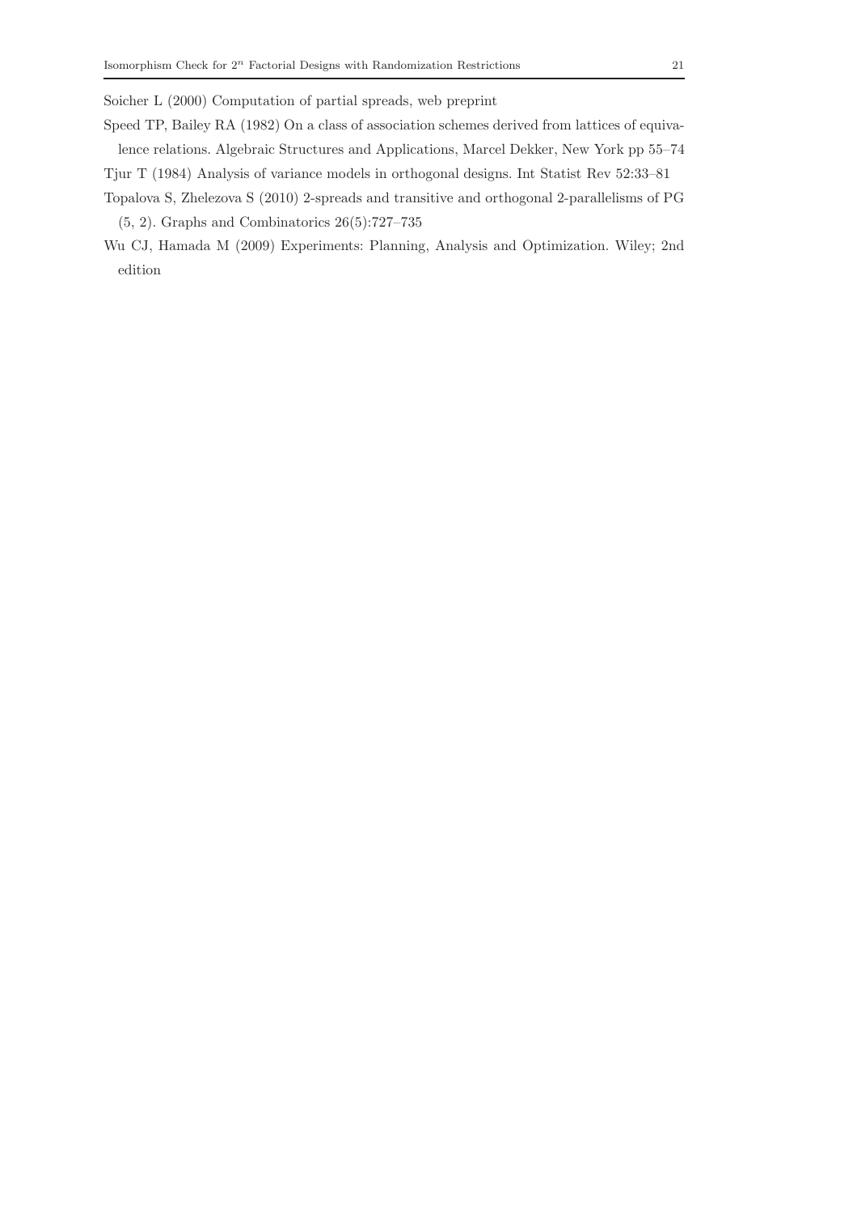Soicher L (2000) Computation of partial spreads, web preprint

Speed TP, Bailey RA (1982) On a class of association schemes derived from lattices of equivalence relations. Algebraic Structures and Applications, Marcel Dekker, New York pp 55–74

Tjur T (1984) Analysis of variance models in orthogonal designs. Int Statist Rev 52:33–81

Topalova S, Zhelezova S (2010) 2-spreads and transitive and orthogonal 2-parallelisms of PG (5, 2). Graphs and Combinatorics 26(5):727–735

Wu CJ, Hamada M (2009) Experiments: Planning, Analysis and Optimization. Wiley; 2nd edition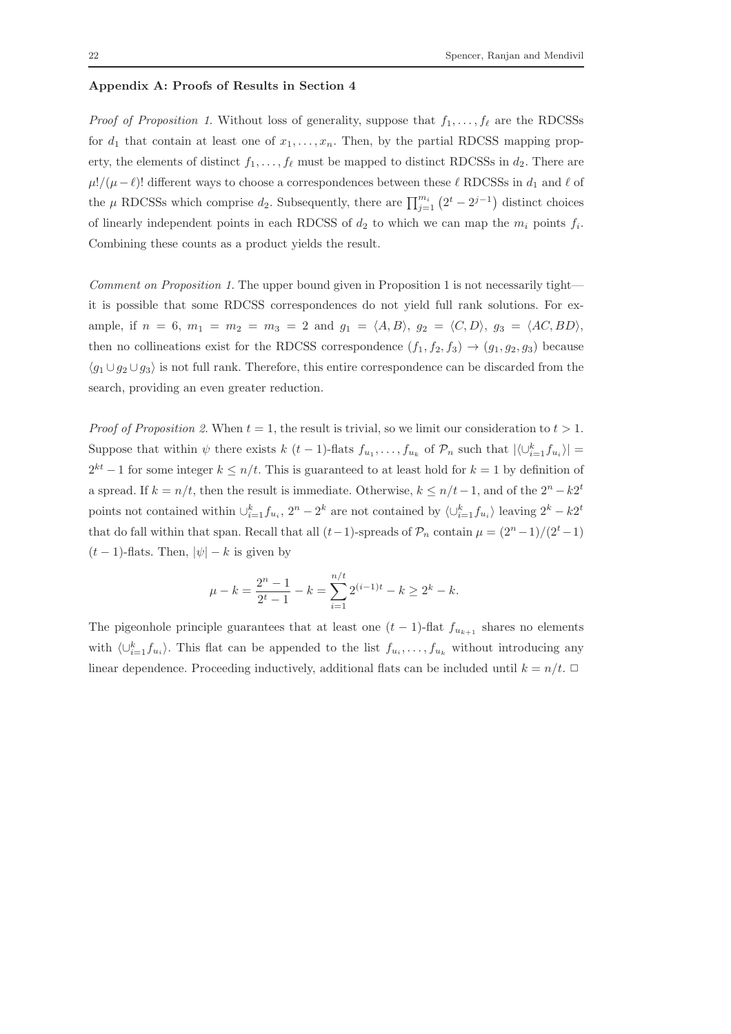**Appendix A: Proofs of Results in Section 4**

*Proof of Proposition 1.* Without loss of generality, suppose that $f_1, \ldots, f_\ell$ are the RDCSSs for $d_1$ that contain at least one of $x_1, \ldots, x_n$. Then, by the partial RDCSS mapping property, the elements of distinct $f_1, \ldots, f_\ell$ must be mapped to distinct RDCSSs in $d_2$. There are $\mu!/(\mu - \ell)!$ different ways to choose a correspondences between these $\ell$ RDCSSs in $d_1$ and $\ell$ of the $\mu$ RDCSSs which comprise $d_2$. Subsequently, there are $\prod_{j=1}^{m_i} \left(2^t - 2^{j-1}\right)$ distinct choices of linearly independent points in each RDCSS of $d_2$ to which we can map the $m_i$ points $f_i$. Combining these counts as a product yields the result.

*Comment on Proposition 1.* The upper bound given in Proposition 1 is not necessarily tight—it is possible that some RDCSS correspondences do not yield full rank solutions. For example, if $n = 6$, $m_1 = m_2 = m_3 = 2$ and $g_1 = \langle A, B \rangle$, $g_2 = \langle C, D \rangle$, $g_3 = \langle AC, BD \rangle$, then no collineations exist for the RDCSS correspondence $(f_1, f_2, f_3) \to (g_1, g_2, g_3)$ because $\langle g_1 \cup g_2 \cup g_3 \rangle$ is not full rank. Therefore, this entire correspondence can be discarded from the search, providing an even greater reduction.

*Proof of Proposition 2.* When $t = 1$, the result is trivial, so we limit our consideration to $t > 1$. Suppose that within $\psi$ there exists $k$ $(t-1)$-flats $f_{u_1}, \ldots, f_{u_k}$ of $\mathcal{P}_n$ such that $|\langle \cup_{i=1}^{k} f_{u_i} \rangle| = 2^{kt} - 1$ for some integer $k \le n/t$. This is guaranteed to at least hold for $k = 1$ by definition of a spread. If $k = n/t$, then the result is immediate. Otherwise, $k \le n/t - 1$, and of the $2^n - k2^t$ points not contained within $\cup_{i=1}^{k} f_{u_i}$, $2^n - 2^k$ are not contained by $\langle \cup_{i=1}^{k} f_{u_i} \rangle$ leaving $2^k - k2^t$ that do fall within that span. Recall that all $(t-1)$-spreads of $\mathcal{P}_n$ contain $\mu = (2^n - 1)/(2^t - 1)$ $(t-1)$-flats. Then, $|\psi| - k$ is given by

$$\mu - k = \frac{2^n - 1}{2^t - 1} - k = \sum_{i=1}^{n/t} 2^{(i-1)t} - k \ge 2^k - k.$$

The pigeonhole principle guarantees that at least one $(t-1)$-flat $f_{u_{k+1}}$ shares no elements with $\langle \cup_{i=1}^{k} f_{u_i} \rangle$. This flat can be appended to the list $f_{u_i}, \ldots, f_{u_k}$ without introducing any linear dependence. Proceeding inductively, additional flats can be included until $k = n/t$. □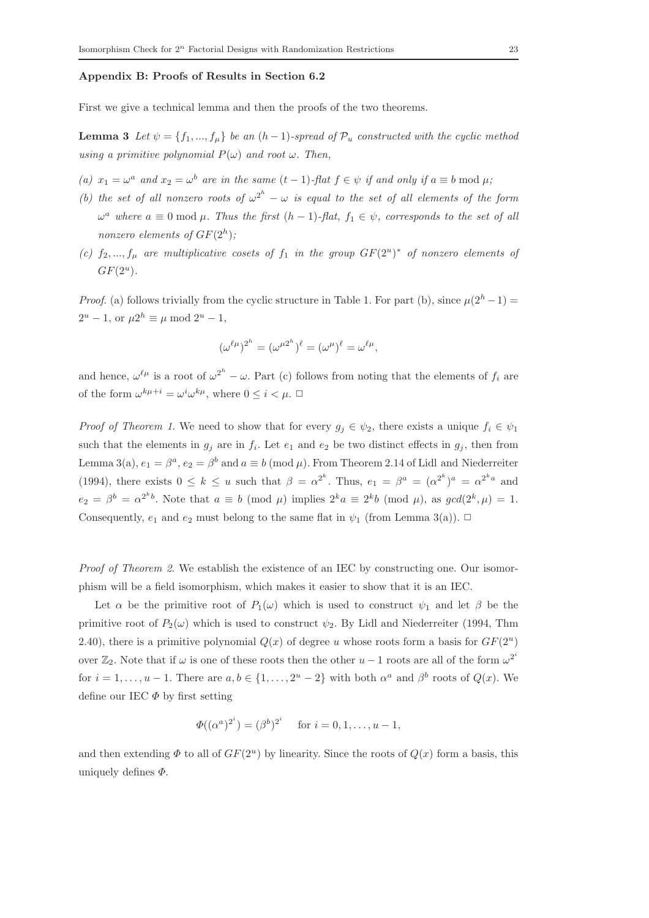### Appendix B: Proofs of Results in Section 6.2

First we give a technical lemma and then the proofs of the two theorems.

**Lemma 3** *Let $\psi = \{f_1, ..., f_\mu\}$ be an $(h-1)$-spread of $\mathcal{P}_u$ constructed with the cyclic method using a primitive polynomial $P(\omega)$ and root $\omega$. Then,*

*(a) $x_1 = \omega^a$ and $x_2 = \omega^b$ are in the same $(t-1)$-flat $f \in \psi$ if and only if $a \equiv b \bmod \mu$;*

*(b) the set of all nonzero roots of $\omega^{2^h} - \omega$ is equal to the set of all elements of the form $\omega^a$ where $a \equiv 0 \bmod \mu$. Thus the first $(h-1)$-flat, $f_1 \in \psi$, corresponds to the set of all nonzero elements of $GF(2^h)$;*

*(c) $f_2, ..., f_\mu$ are multiplicative cosets of $f_1$ in the group $GF(2^u)^*$ of nonzero elements of $GF(2^u)$.*

*Proof.* (a) follows trivially from the cyclic structure in Table 1. For part (b), since $\mu(2^h - 1) = 2^u - 1$, or $\mu 2^h \equiv \mu \bmod 2^u - 1$,

$$(\omega^{\ell\mu})^{2^h} = (\omega^{\mu 2^h})^\ell = (\omega^\mu)^\ell = \omega^{\ell\mu},$$

and hence, $\omega^{\ell\mu}$ is a root of $\omega^{2^h} - \omega$. Part (c) follows from noting that the elements of $f_i$ are of the form $\omega^{k\mu+i} = \omega^i \omega^{k\mu}$, where $0 \le i < \mu$. □

*Proof of Theorem 1.* We need to show that for every $g_j \in \psi_2$, there exists a unique $f_i \in \psi_1$ such that the elements in $g_j$ are in $f_i$. Let $e_1$ and $e_2$ be two distinct effects in $g_j$, then from Lemma 3(a), $e_1 = \beta^a$, $e_2 = \beta^b$ and $a \equiv b \ (\mathrm{mod}\ \mu)$. From Theorem 2.14 of Lidl and Niederreiter (1994), there exists $0 \le k \le u$ such that $\beta = \alpha^{2^k}$. Thus, $e_1 = \beta^a = (\alpha^{2^k})^a = \alpha^{2^k a}$ and $e_2 = \beta^b = \alpha^{2^k b}$. Note that $a \equiv b \ (\mathrm{mod}\ \mu)$ implies $2^k a \equiv 2^k b \ (\mathrm{mod}\ \mu)$, as $gcd(2^k, \mu) = 1$. Consequently, $e_1$ and $e_2$ must belong to the same flat in $\psi_1$ (from Lemma 3(a)). □

*Proof of Theorem 2.* We establish the existence of an IEC by constructing one. Our isomorphism will be a field isomorphism, which makes it easier to show that it is an IEC.

Let $\alpha$ be the primitive root of $P_1(\omega)$ which is used to construct $\psi_1$ and let $\beta$ be the primitive root of $P_2(\omega)$ which is used to construct $\psi_2$. By Lidl and Niederreiter (1994, Thm 2.40), there is a primitive polynomial $Q(x)$ of degree $u$ whose roots form a basis for $GF(2^u)$ over $\mathbb{Z}_2$. Note that if $\omega$ is one of these roots then the other $u-1$ roots are all of the form $\omega^{2^i}$ for $i = 1, \ldots, u-1$. There are $a, b \in \{1, \ldots, 2^u - 2\}$ with both $\alpha^a$ and $\beta^b$ roots of $Q(x)$. We define our IEC $\Phi$ by first setting

$$\Phi((\alpha^a)^{2^i}) = (\beta^b)^{2^i} \quad \text{for } i = 0, 1, \ldots, u-1,$$

and then extending $\Phi$ to all of $GF(2^u)$ by linearity. Since the roots of $Q(x)$ form a basis, this uniquely defines $\Phi$.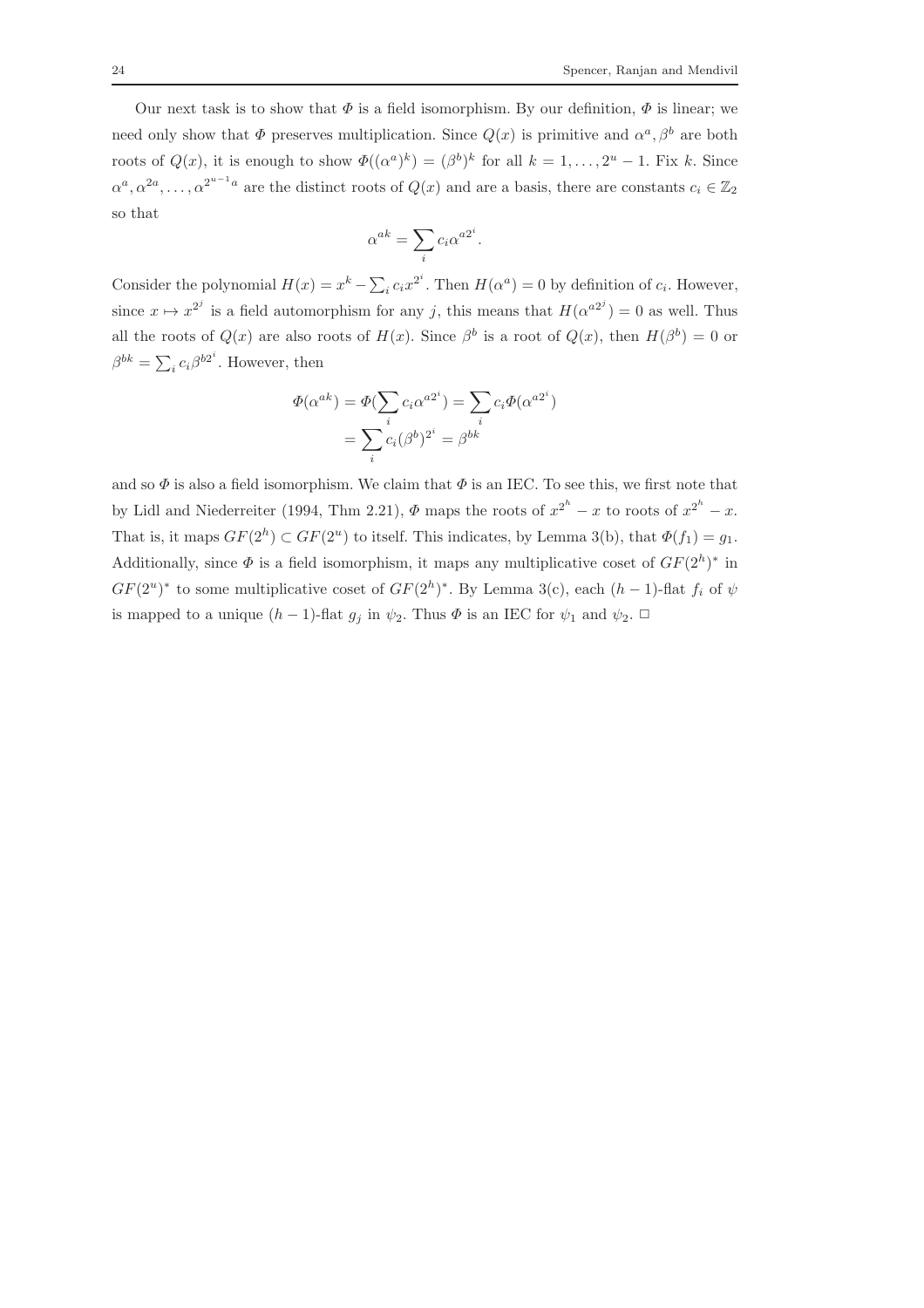Our next task is to show that $\Phi$ is a field isomorphism. By our definition, $\Phi$ is linear; we need only show that $\Phi$ preserves multiplication. Since $Q(x)$ is primitive and $\alpha^a, \beta^b$ are both roots of $Q(x)$, it is enough to show $\Phi((\alpha^a)^k) = (\beta^b)^k$ for all $k = 1, \ldots, 2^u - 1$. Fix $k$. Since $\alpha^a, \alpha^{2a}, \ldots, \alpha^{2^{u-1}a}$ are the distinct roots of $Q(x)$ and are a basis, there are constants $c_i \in \mathbb{Z}_2$ so that

$$\alpha^{ak} = \sum_i c_i \alpha^{a2^i}.$$

Consider the polynomial $H(x) = x^k - \sum_i c_i x^{2^i}$. Then $H(\alpha^a) = 0$ by definition of $c_i$. However, since $x \mapsto x^{2^j}$ is a field automorphism for any $j$, this means that $H(\alpha^{a2^j}) = 0$ as well. Thus all the roots of $Q(x)$ are also roots of $H(x)$. Since $\beta^b$ is a root of $Q(x)$, then $H(\beta^b) = 0$ or $\beta^{bk} = \sum_i c_i \beta^{b2^i}$. However, then

$$\begin{aligned}
\Phi(\alpha^{ak}) &= \Phi(\sum_i c_i \alpha^{a2^i}) = \sum_i c_i \Phi(\alpha^{a2^i}) \\
&= \sum_i c_i (\beta^b)^{2^i} = \beta^{bk}
\end{aligned}$$

and so $\Phi$ is also a field isomorphism. We claim that $\Phi$ is an IEC. To see this, we first note that by Lidl and Niederreiter (1994, Thm 2.21), $\Phi$ maps the roots of $x^{2^h} - x$ to roots of $x^{2^h} - x$. That is, it maps $GF(2^h) \subset GF(2^u)$ to itself. This indicates, by Lemma 3(b), that $\Phi(f_1) = g_1$. Additionally, since $\Phi$ is a field isomorphism, it maps any multiplicative coset of $GF(2^h)^*$ in $GF(2^u)^*$ to some multiplicative coset of $GF(2^h)^*$. By Lemma 3(c), each $(h-1)$-flat $f_i$ of $\psi$ is mapped to a unique $(h-1)$-flat $g_j$ in $\psi_2$. Thus $\Phi$ is an IEC for $\psi_1$ and $\psi_2$. □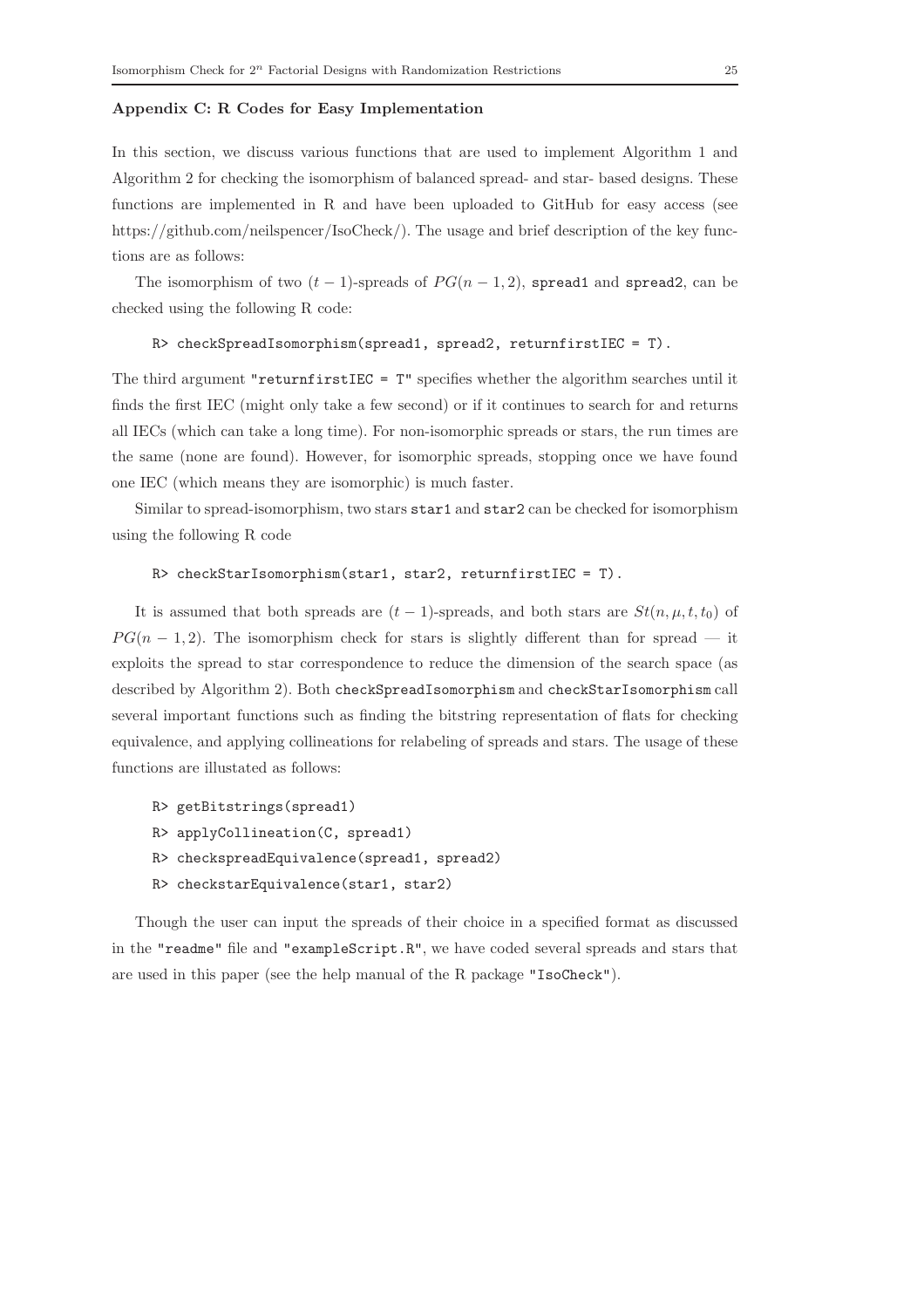### Appendix C: R Codes for Easy Implementation

In this section, we discuss various functions that are used to implement Algorithm 1 and Algorithm 2 for checking the isomorphism of balanced spread- and star- based designs. These functions are implemented in R and have been uploaded to GitHub for easy access (see https://github.com/neilspencer/IsoCheck/). The usage and brief description of the key functions are as follows:

The isomorphism of two $(t-1)$-spreads of $PG(n-1,2)$, `spread1` and `spread2`, can be checked using the following R code:

```
R> checkSpreadIsomorphism(spread1, spread2, returnfirstIEC = T).
```

The third argument "`returnfirstIEC = T`" specifies whether the algorithm searches until it finds the first IEC (might only take a few second) or if it continues to search for and returns all IECs (which can take a long time). For non-isomorphic spreads or stars, the run times are the same (none are found). However, for isomorphic spreads, stopping once we have found one IEC (which means they are isomorphic) is much faster.

Similar to spread-isomorphism, two stars `star1` and `star2` can be checked for isomorphism using the following R code

```
R> checkStarIsomorphism(star1, star2, returnfirstIEC = T).
```

It is assumed that both spreads are $(t-1)$-spreads, and both stars are $St(n,\mu,t,t_0)$ of $PG(n-1,2)$. The isomorphism check for stars is slightly different than for spread — it exploits the spread to star correspondence to reduce the dimension of the search space (as described by Algorithm 2). Both `checkSpreadIsomorphism` and `checkStarIsomorphism` call several important functions such as finding the bitstring representation of flats for checking equivalence, and applying collineations for relabeling of spreads and stars. The usage of these functions are illustated as follows:

```
R> getBitstrings(spread1)
R> applyCollineation(C, spread1)
R> checkspreadEquivalence(spread1, spread2)
R> checkstarEquivalence(star1, star2)
```

Though the user can input the spreads of their choice in a specified format as discussed in the "`readme`" file and "`exampleScript.R`", we have coded several spreads and stars that are used in this paper (see the help manual of the R package "`IsoCheck`").